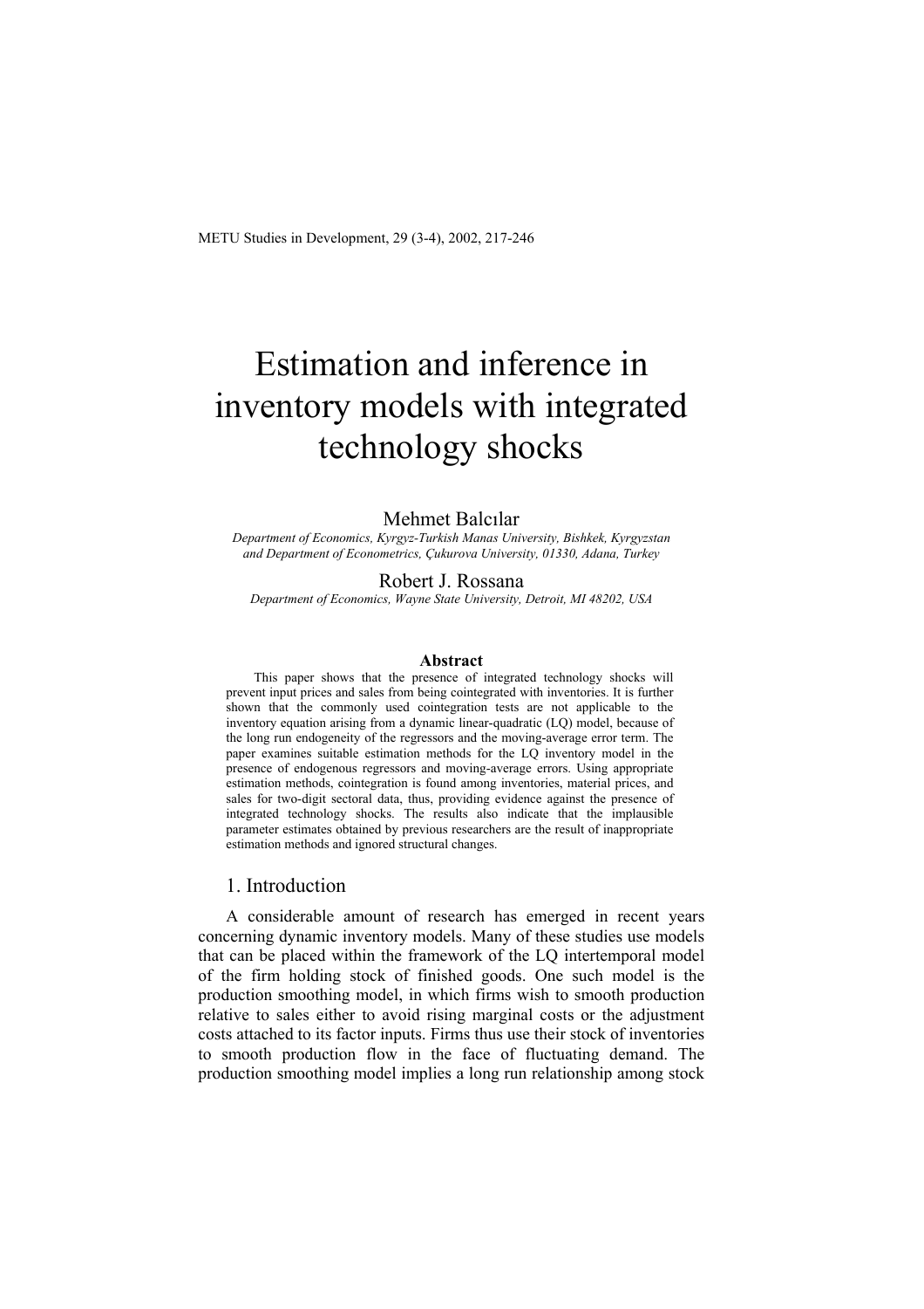# Estimation and inference in inventory models with integrated technology shocks

Mehmet Balcılar

*Department of Economics, Kyrgyz-Turkish Manas University, Bishkek, Kyrgyzstan and Department of Econometrics, Çukurova University, 01330, Adana, Turkey*

Robert J. Rossana

*Department of Economics, Wayne State University, Detroit, MI 48202, USA*

### Abstract

This paper shows that the presence of integrated technology shocks will prevent input prices and sales from being cointegrated with inventories. It is further shown that the commonly used cointegration tests are not applicable to the inventory equation arising from a dynamic linear-quadratic (LQ) model, because of the long run endogeneity of the regressors and the moving-average error term. The paper examines suitable estimation methods for the LQ inventory model in the presence of endogenous regressors and moving-average errors. Using appropriate estimation methods, cointegration is found among inventories, material prices, and sales for two-digit sectoral data, thus, providing evidence against the presence of integrated technology shocks. The results also indicate that the implausible parameter estimates obtained by previous researchers are the result of inappropriate estimation methods and ignored structural changes.

## 1. Introduction

A considerable amount of research has emerged in recent years concerning dynamic inventory models. Many of these studies use models that can be placed within the framework of the LQ intertemporal model of the firm holding stock of finished goods. One such model is the production smoothing model, in which firms wish to smooth production relative to sales either to avoid rising marginal costs or the adjustment costs attached to its factor inputs. Firms thus use their stock of inventories to smooth production flow in the face of fluctuating demand. The production smoothing model implies a long run relationship among stock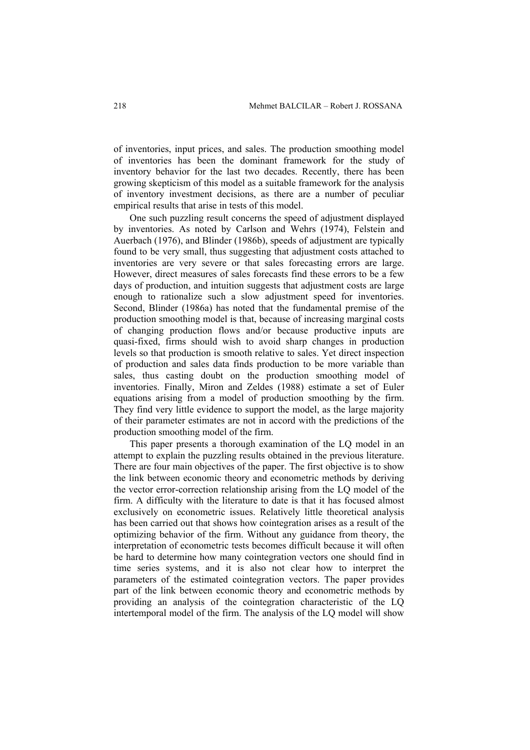of inventories, input prices, and sales. The production smoothing model of inventories has been the dominant framework for the study of inventory behavior for the last two decades. Recently, there has been growing skepticism of this model as a suitable framework for the analysis of inventory investment decisions, as there are a number of peculiar empirical results that arise in tests of this model.

One such puzzling result concerns the speed of adjustment displayed by inventories. As noted by Carlson and Wehrs (1974), Felstein and Auerbach (1976), and Blinder (1986b), speeds of adjustment are typically found to be very small, thus suggesting that adjustment costs attached to inventories are very severe or that sales forecasting errors are large. However, direct measures of sales forecasts find these errors to be a few days of production, and intuition suggests that adjustment costs are large enough to rationalize such a slow adjustment speed for inventories. Second, Blinder (1986a) has noted that the fundamental premise of the production smoothing model is that, because of increasing marginal costs of changing production flows and/or because productive inputs are quasi-fixed, firms should wish to avoid sharp changes in production levels so that production is smooth relative to sales. Yet direct inspection of production and sales data finds production to be more variable than sales, thus casting doubt on the production smoothing model of inventories. Finally, Miron and Zeldes (1988) estimate a set of Euler equations arising from a model of production smoothing by the firm. They find very little evidence to support the model, as the large majority of their parameter estimates are not in accord with the predictions of the production smoothing model of the firm.

This paper presents a thorough examination of the LQ model in an attempt to explain the puzzling results obtained in the previous literature. There are four main objectives of the paper. The first objective is to show the link between economic theory and econometric methods by deriving the vector error-correction relationship arising from the LQ model of the firm. A difficulty with the literature to date is that it has focused almost exclusively on econometric issues. Relatively little theoretical analysis has been carried out that shows how cointegration arises as a result of the optimizing behavior of the firm. Without any guidance from theory, the interpretation of econometric tests becomes difficult because it will often be hard to determine how many cointegration vectors one should find in time series systems, and it is also not clear how to interpret the parameters of the estimated cointegration vectors. The paper provides part of the link between economic theory and econometric methods by providing an analysis of the cointegration characteristic of the LQ intertemporal model of the firm. The analysis of the LQ model will show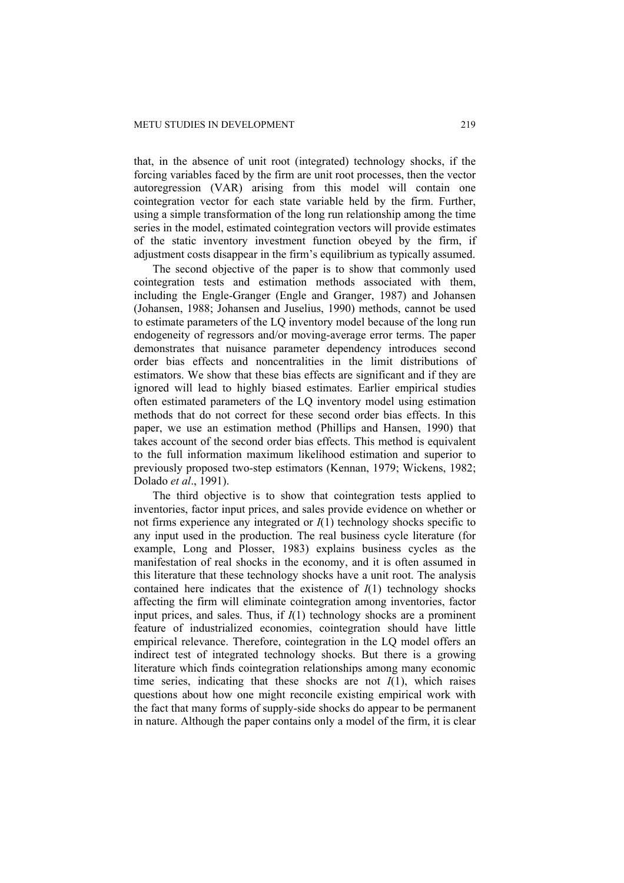that, in the absence of unit root (integrated) technology shocks, if the forcing variables faced by the firm are unit root processes, then the vector autoregression (VAR) arising from this model will contain one cointegration vector for each state variable held by the firm. Further, using a simple transformation of the long run relationship among the time series in the model, estimated cointegration vectors will provide estimates of the static inventory investment function obeyed by the firm, if adjustment costs disappear in the firm's equilibrium as typically assumed.

The second objective of the paper is to show that commonly used cointegration tests and estimation methods associated with them, including the Engle-Granger (Engle and Granger, 1987) and Johansen (Johansen, 1988; Johansen and Juselius, 1990) methods, cannot be used to estimate parameters of the LQ inventory model because of the long run endogeneity of regressors and/or moving-average error terms. The paper demonstrates that nuisance parameter dependency introduces second order bias effects and noncentralities in the limit distributions of estimators. We show that these bias effects are significant and if they are ignored will lead to highly biased estimates. Earlier empirical studies often estimated parameters of the LQ inventory model using estimation methods that do not correct for these second order bias effects. In this paper, we use an estimation method (Phillips and Hansen, 1990) that takes account of the second order bias effects. This method is equivalent to the full information maximum likelihood estimation and superior to previously proposed two-step estimators (Kennan, 1979; Wickens, 1982; Dolado *et al*., 1991).

The third objective is to show that cointegration tests applied to inventories, factor input prices, and sales provide evidence on whether or not firms experience any integrated or $I(1)$ technology shocks specific to any input used in the production. The real business cycle literature (for example, Long and Plosser, 1983) explains business cycles as the manifestation of real shocks in the economy, and it is often assumed in this literature that these technology shocks have a unit root. The analysis contained here indicates that the existence of $I(1)$ technology shocks affecting the firm will eliminate cointegration among inventories, factor input prices, and sales. Thus, if $I(1)$ technology shocks are a prominent feature of industrialized economies, cointegration should have little empirical relevance. Therefore, cointegration in the LQ model offers an indirect test of integrated technology shocks. But there is a growing literature which finds cointegration relationships among many economic time series, indicating that these shocks are not $I(1)$, which raises questions about how one might reconcile existing empirical work with the fact that many forms of supply-side shocks do appear to be permanent in nature. Although the paper contains only a model of the firm, it is clear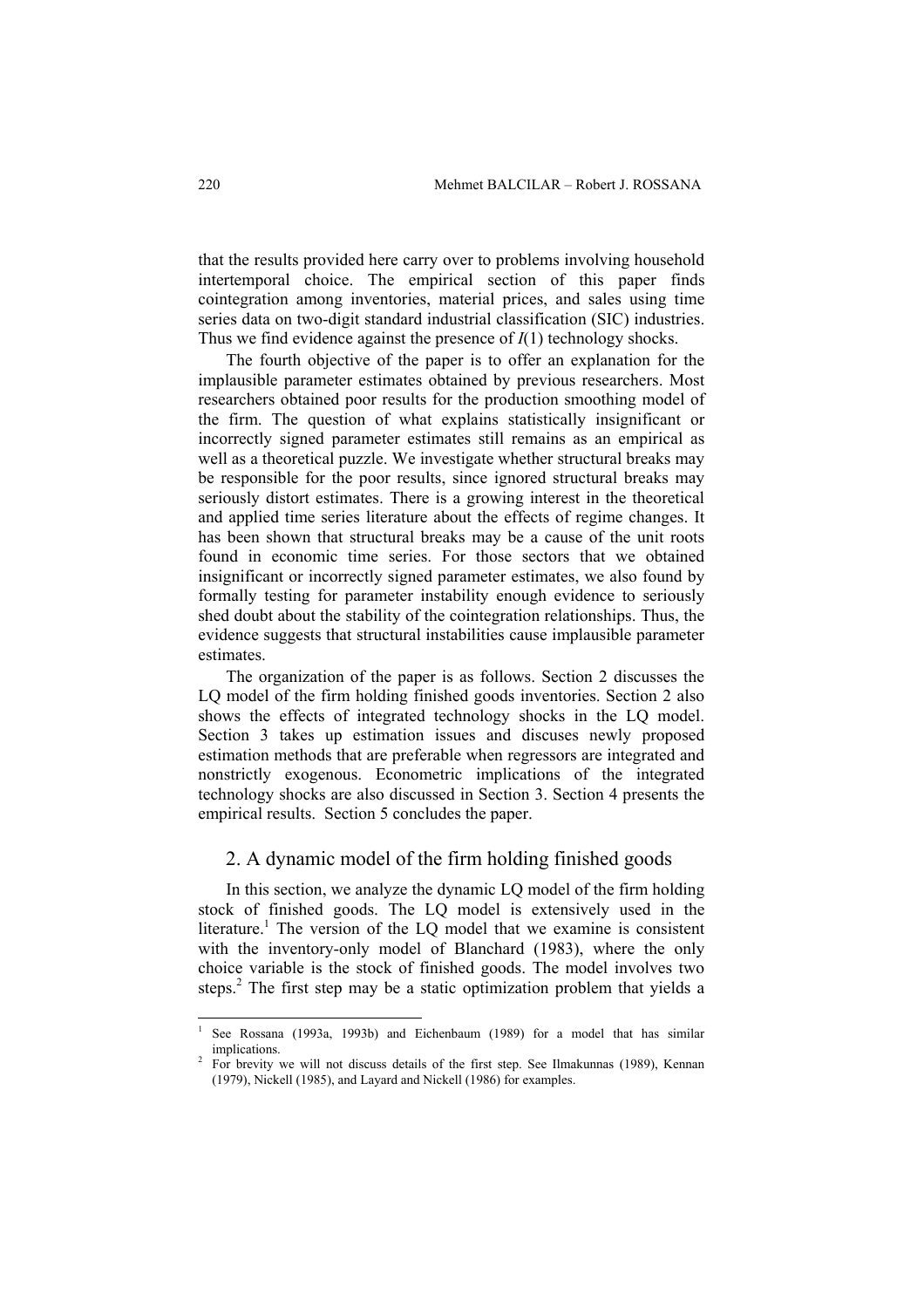that the results provided here carry over to problems involving household intertemporal choice. The empirical section of this paper finds cointegration among inventories, material prices, and sales using time series data on two-digit standard industrial classification (SIC) industries. Thus we find evidence against the presence of *I*(1) technology shocks.

The fourth objective of the paper is to offer an explanation for the implausible parameter estimates obtained by previous researchers. Most researchers obtained poor results for the production smoothing model of the firm. The question of what explains statistically insignificant or incorrectly signed parameter estimates still remains as an empirical as well as a theoretical puzzle. We investigate whether structural breaks may be responsible for the poor results, since ignored structural breaks may seriously distort estimates. There is a growing interest in the theoretical and applied time series literature about the effects of regime changes. It has been shown that structural breaks may be a cause of the unit roots found in economic time series. For those sectors that we obtained insignificant or incorrectly signed parameter estimates, we also found by formally testing for parameter instability enough evidence to seriously shed doubt about the stability of the cointegration relationships. Thus, the evidence suggests that structural instabilities cause implausible parameter estimates.

The organization of the paper is as follows. Section 2 discusses the LQ model of the firm holding finished goods inventories. Section 2 also shows the effects of integrated technology shocks in the LQ model. Section 3 takes up estimation issues and discuses newly proposed estimation methods that are preferable when regressors are integrated and nonstrictly exogenous. Econometric implications of the integrated technology shocks are also discussed in Section 3. Section 4 presents the empirical results. Section 5 concludes the paper.

## 2. A dynamic model of the firm holding finished goods

In this section, we analyze the dynamic LQ model of the firm holding stock of finished goods. The LQ model is extensively used in the literature.[1] The version of the LQ model that we examine is consistent with the inventory-only model of Blanchard (1983), where the only choice variable is the stock of finished goods. The model involves two steps.[2] The first step may be a static optimization problem that yields a

---

[1] See Rossana (1993a, 1993b) and Eichenbaum (1989) for a model that has similar implications.

[2] For brevity we will not discuss details of the first step. See Ilmakunnas (1989), Kennan (1979), Nickell (1985), and Layard and Nickell (1986) for examples.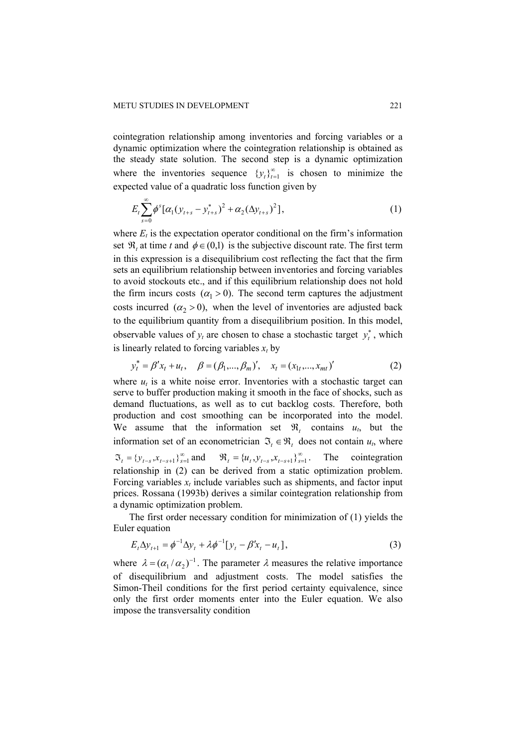cointegration relationship among inventories and forcing variables or a dynamic optimization where the cointegration relationship is obtained as the steady state solution. The second step is a dynamic optimization where the inventories sequence $\{y_t\}_{t=1}^{\infty}$ is chosen to minimize the expected value of a quadratic loss function given by

$$E_t \sum_{s=0}^{\infty} \phi^s [\alpha_1 (y_{t+s} - y_{t+s}^*)^2 + \alpha_2 (\Delta y_{t+s})^2], \tag{1}$$

where $E_t$ is the expectation operator conditional on the firm's information set $\Re_t$ at time $t$ and $\phi \in (0,1)$ is the subjective discount rate. The first term in this expression is a disequilibrium cost reflecting the fact that the firm sets an equilibrium relationship between inventories and forcing variables to avoid stockouts etc., and if this equilibrium relationship does not hold the firm incurs costs $(\alpha_1 > 0)$. The second term captures the adjustment costs incurred $(\alpha_2 > 0)$, when the level of inventories are adjusted back to the equilibrium quantity from a disequilibrium position. In this model, observable values of $y_t$ are chosen to chase a stochastic target $y_t^*$, which is linearly related to forcing variables $x_t$ by

$$y_t^* = \beta' x_t + u_t, \quad \beta = (\beta_1, ..., \beta_m)', \quad x_t = (x_{1t}, ..., x_{mt})' \tag{2}$$

where $u_t$ is a white noise error. Inventories with a stochastic target can serve to buffer production making it smooth in the face of shocks, such as demand fluctuations, as well as to cut backlog costs. Therefore, both production and cost smoothing can be incorporated into the model. We assume that the information set $\Re_t$ contains $u_t$, but the information set of an econometrician $\Im_t \in \Re_t$ does not contain $u_t$, where $\Im_t = \{y_{t-s}, x_{t-s+1}\}_{s=1}^{\infty}$ and $\Re_t = \{u_t, y_{t-s}, x_{t-s+1}\}_{s=1}^{\infty}$. The cointegration relationship in (2) can be derived from a static optimization problem. Forcing variables $x_t$ include variables such as shipments, and factor input prices. Rossana (1993b) derives a similar cointegration relationship from a dynamic optimization problem.

The first order necessary condition for minimization of (1) yields the Euler equation

$$E_t \Delta y_{t+1} = \phi^{-1} \Delta y_t + \lambda \phi^{-1} [y_t - \beta' x_t - u_t], \tag{3}$$

where $\lambda = (\alpha_1 / \alpha_2)^{-1}$. The parameter $\lambda$ measures the relative importance of disequilibrium and adjustment costs. The model satisfies the Simon-Theil conditions for the first period certainty equivalence, since only the first order moments enter into the Euler equation. We also impose the transversality condition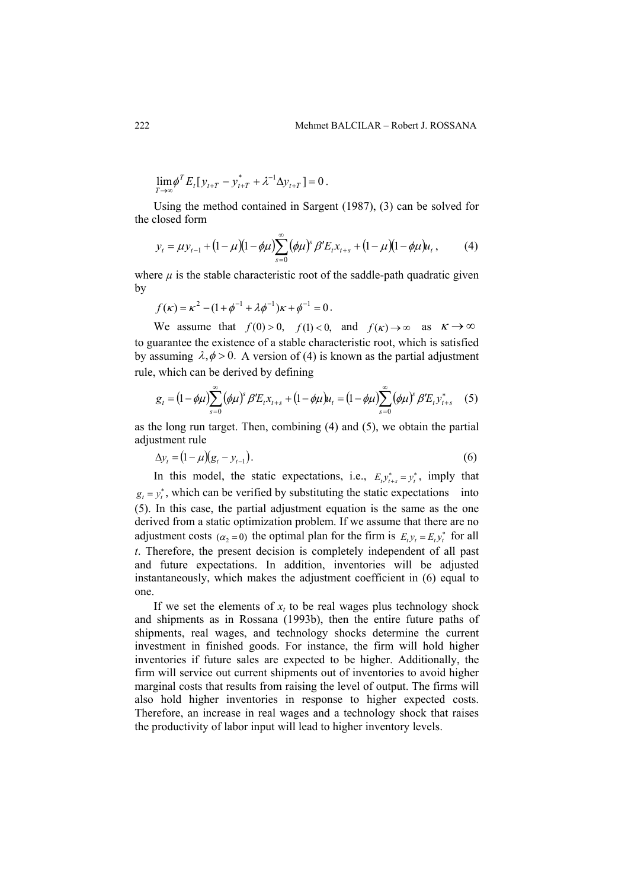$$\lim_{T \to \infty} \phi^T E_t [y_{t+T} - y^*_{t+T} + \lambda^{-1} \Delta y_{t+T}] = 0 .$$

Using the method contained in Sargent (1987), (3) can be solved for the closed form

$$y_t = \mu y_{t-1} + (1-\mu)(1-\phi\mu) \sum_{s=0}^{\infty} (\phi\mu)^s \beta' E_t x_{t+s} + (1-\mu)(1-\phi\mu) u_t , \qquad (4)$$

where $\mu$ is the stable characteristic root of the saddle-path quadratic given by

$$f(\kappa) = \kappa^2 - (1 + \phi^{-1} + \lambda \phi^{-1})\kappa + \phi^{-1} = 0 .$$

We assume that $f(0) > 0,\ \ f(1) < 0,$ and $f(\kappa) \to \infty$ as $\kappa \to \infty$ to guarantee the existence of a stable characteristic root, which is satisfied by assuming $\lambda, \phi > 0.$ A version of (4) is known as the partial adjustment rule, which can be derived by defining

$$g_t = (1-\phi\mu) \sum_{s=0}^{\infty} (\phi\mu)^s \beta' E_t x_{t+s} + (1-\phi\mu) u_t = (1-\phi\mu) \sum_{s=0}^{\infty} (\phi\mu)^s \beta' E_t y^*_{t+s} \qquad (5)$$

as the long run target. Then, combining (4) and (5), we obtain the partial adjustment rule

$$\Delta y_t = (1-\mu)(g_t - y_{t-1}). \qquad (6)$$

In this model, the static expectations, i.e., $E_t y^*_{t+s} = y^*_t$, imply that $g_t = y^*_t$, which can be verified by substituting the static expectations into (5). In this case, the partial adjustment equation is the same as the one derived from a static optimization problem. If we assume that there are no adjustment costs $(\alpha_2 = 0)$ the optimal plan for the firm is $E_t y_t = E_t y^*_t$ for all *t*. Therefore, the present decision is completely independent of all past and future expectations. In addition, inventories will be adjusted instantaneously, which makes the adjustment coefficient in (6) equal to one.

If we set the elements of $x_t$ to be real wages plus technology shock and shipments as in Rossana (1993b), then the entire future paths of shipments, real wages, and technology shocks determine the current investment in finished goods. For instance, the firm will hold higher inventories if future sales are expected to be higher. Additionally, the firm will service out current shipments out of inventories to avoid higher marginal costs that results from raising the level of output. The firms will also hold higher inventories in response to higher expected costs. Therefore, an increase in real wages and a technology shock that raises the productivity of labor input will lead to higher inventory levels.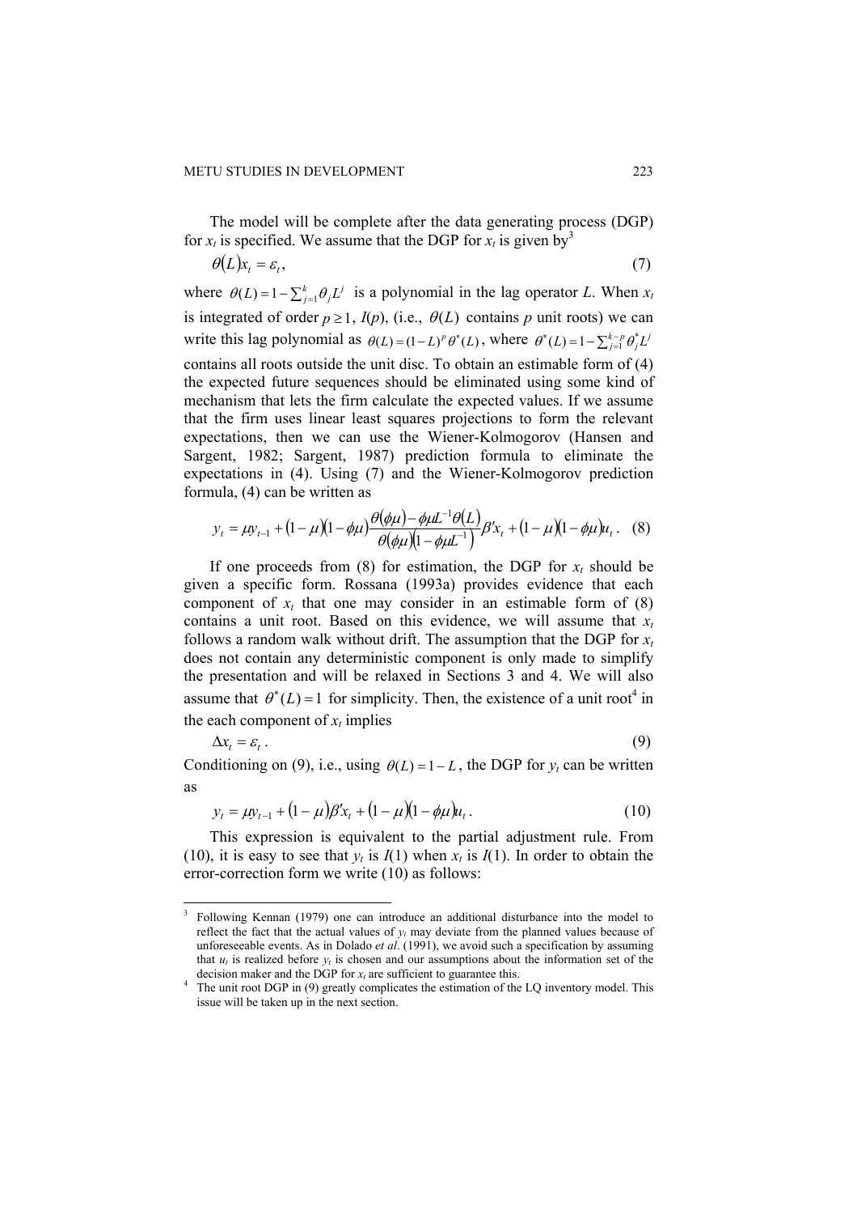The model will be complete after the data generating process (DGP) for $x_t$ is specified. We assume that the DGP for $x_t$ is given by[3]

$$\theta(L)x_t = \varepsilon_t, \tag{7}$$

where $\theta(L) = 1 - \sum_{j=1}^{k} \theta_j L^j$ is a polynomial in the lag operator $L$. When $x_t$ is integrated of order $p \geq 1$, $I(p)$, (i.e., $\theta(L)$ contains $p$ unit roots) we can write this lag polynomial as $\theta(L) = (1-L)^p \theta^*(L)$, where $\theta^*(L) = 1 - \sum_{j=1}^{k-p} \theta_j^* L^j$ contains all roots outside the unit disc. To obtain an estimable form of (4) the expected future sequences should be eliminated using some kind of mechanism that lets the firm calculate the expected values. If we assume that the firm uses linear least squares projections to form the relevant expectations, then we can use the Wiener-Kolmogorov (Hansen and Sargent, 1982; Sargent, 1987) prediction formula to eliminate the expectations in (4). Using (7) and the Wiener-Kolmogorov prediction formula, (4) can be written as

$$y_t = \mu y_{t-1} + (1-\mu)(1-\phi\mu)\frac{\theta(\phi\mu) - \phi\mu L^{-1}\theta(L)}{\theta(\phi\mu)\left(1-\phi\mu L^{-1}\right)}\beta' x_t + (1-\mu)(1-\phi\mu)u_t. \tag{8}$$

If one proceeds from (8) for estimation, the DGP for $x_t$ should be given a specific form. Rossana (1993a) provides evidence that each component of $x_t$ that one may consider in an estimable form of (8) contains a unit root. Based on this evidence, we will assume that $x_t$ follows a random walk without drift. The assumption that the DGP for $x_t$ does not contain any deterministic component is only made to simplify the presentation and will be relaxed in Sections 3 and 4. We will also assume that $\theta^*(L) = 1$ for simplicity. Then, the existence of a unit root[4] in the each component of $x_t$ implies

$$\Delta x_t = \varepsilon_t. \tag{9}$$

Conditioning on (9), i.e., using $\theta(L) = 1 - L$, the DGP for $y_t$ can be written as

$$y_t = \mu y_{t-1} + (1-\mu)\beta' x_t + (1-\mu)(1-\phi\mu)u_t. \tag{10}$$

This expression is equivalent to the partial adjustment rule. From (10), it is easy to see that $y_t$ is $I(1)$ when $x_t$ is $I(1)$. In order to obtain the error-correction form we write (10) as follows:

---

[3] Following Kennan (1979) one can introduce an additional disturbance into the model to reflect the fact that the actual values of $y_t$ may deviate from the planned values because of unforeseeable events. As in Dolado *et al*. (1991), we avoid such a specification by assuming that $u_t$ is realized before $y_t$ is chosen and our assumptions about the information set of the decision maker and the DGP for $x_t$ are sufficient to guarantee this.

[4] The unit root DGP in (9) greatly complicates the estimation of the LQ inventory model. This issue will be taken up in the next section.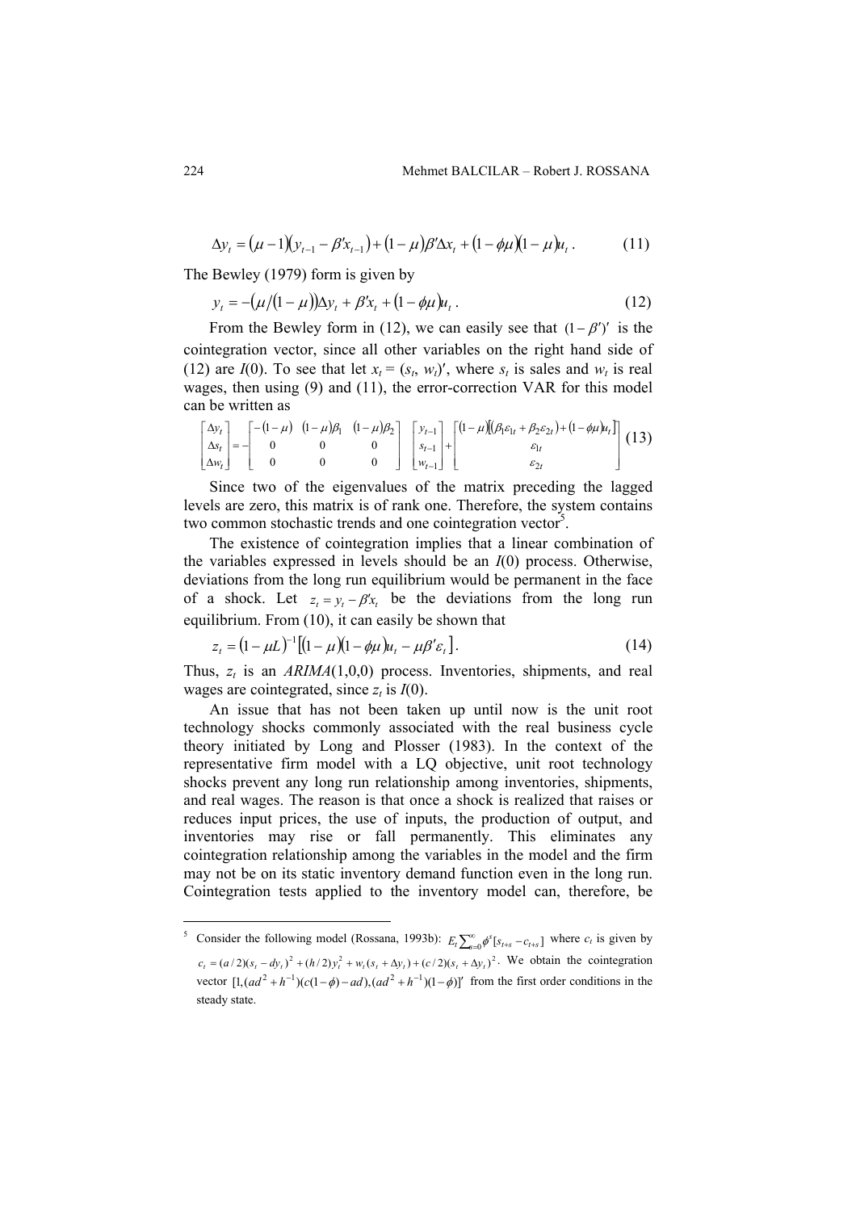$$\Delta y_t = (\mu - 1)(y_{t-1} - \beta' x_{t-1}) + (1-\mu)\beta' \Delta x_t + (1-\phi\mu)(1-\mu)u_t \,. \tag{11}$$

The Bewley (1979) form is given by

$$y_t = -(\mu/(1-\mu))\Delta y_t + \beta' x_t + (1-\phi\mu)u_t \,. \tag{12}$$

From the Bewley form in (12), we can easily see that $(1 - \beta')'$ is the cointegration vector, since all other variables on the right hand side of (12) are $I(0)$. To see that let $x_t = (s_t, w_t)'$, where $s_t$ is sales and $w_t$ is real wages, then using (9) and (11), the error-correction VAR for this model can be written as

$$\begin{bmatrix} \Delta y_t \\ \Delta s_t \\ \Delta w_t \end{bmatrix} = -\begin{bmatrix} -(1-\mu) & (1-\mu)\beta_1 & (1-\mu)\beta_2 \\ 0 & 0 & 0 \\ 0 & 0 & 0 \end{bmatrix} \begin{bmatrix} y_{t-1} \\ s_{t-1} \\ w_{t-1} \end{bmatrix} + \begin{bmatrix} (1-\mu)[(\beta_1\varepsilon_{1t} + \beta_2\varepsilon_{2t}) + (1-\phi\mu)u_t] \\ \varepsilon_{1t} \\ \varepsilon_{2t} \end{bmatrix} \tag{13}$$

Since two of the eigenvalues of the matrix preceding the lagged levels are zero, this matrix is of rank one. Therefore, the system contains two common stochastic trends and one cointegration vector[5].

The existence of cointegration implies that a linear combination of the variables expressed in levels should be an $I(0)$ process. Otherwise, deviations from the long run equilibrium would be permanent in the face of a shock. Let $z_t = y_t - \beta' x_t$ be the deviations from the long run equilibrium. From (10), it can easily be shown that

$$z_t = (1-\mu L)^{-1}[(1-\mu)(1-\phi\mu)u_t - \mu\beta'\varepsilon_t] \,. \tag{14}$$

Thus, $z_t$ is an *ARIMA*(1,0,0) process. Inventories, shipments, and real wages are cointegrated, since $z_t$ is $I(0)$.

An issue that has not been taken up until now is the unit root technology shocks commonly associated with the real business cycle theory initiated by Long and Plosser (1983). In the context of the representative firm model with a LQ objective, unit root technology shocks prevent any long run relationship among inventories, shipments, and real wages. The reason is that once a shock is realized that raises or reduces input prices, the use of inputs, the production of output, and inventories may rise or fall permanently. This eliminates any cointegration relationship among the variables in the model and the firm may not be on its static inventory demand function even in the long run. Cointegration tests applied to the inventory model can, therefore, be

---

[5] Consider the following model (Rossana, 1993b): $E_t \sum_{s=0}^{\infty} \phi^s [s_{t+s} - c_{t+s}]$ where $c_t$ is given by $c_t = (a/2)(s_t - dy_t)^2 + (h/2)y_t^2 + w_t(s_t + \Delta y_t) + (c/2)(s_t + \Delta y_t)^2$. We obtain the cointegration vector $[1, (ad^2 + h^{-1})(c(1-\phi) - ad), (ad^2 + h^{-1})(1-\phi)]'$ from the first order conditions in the steady state.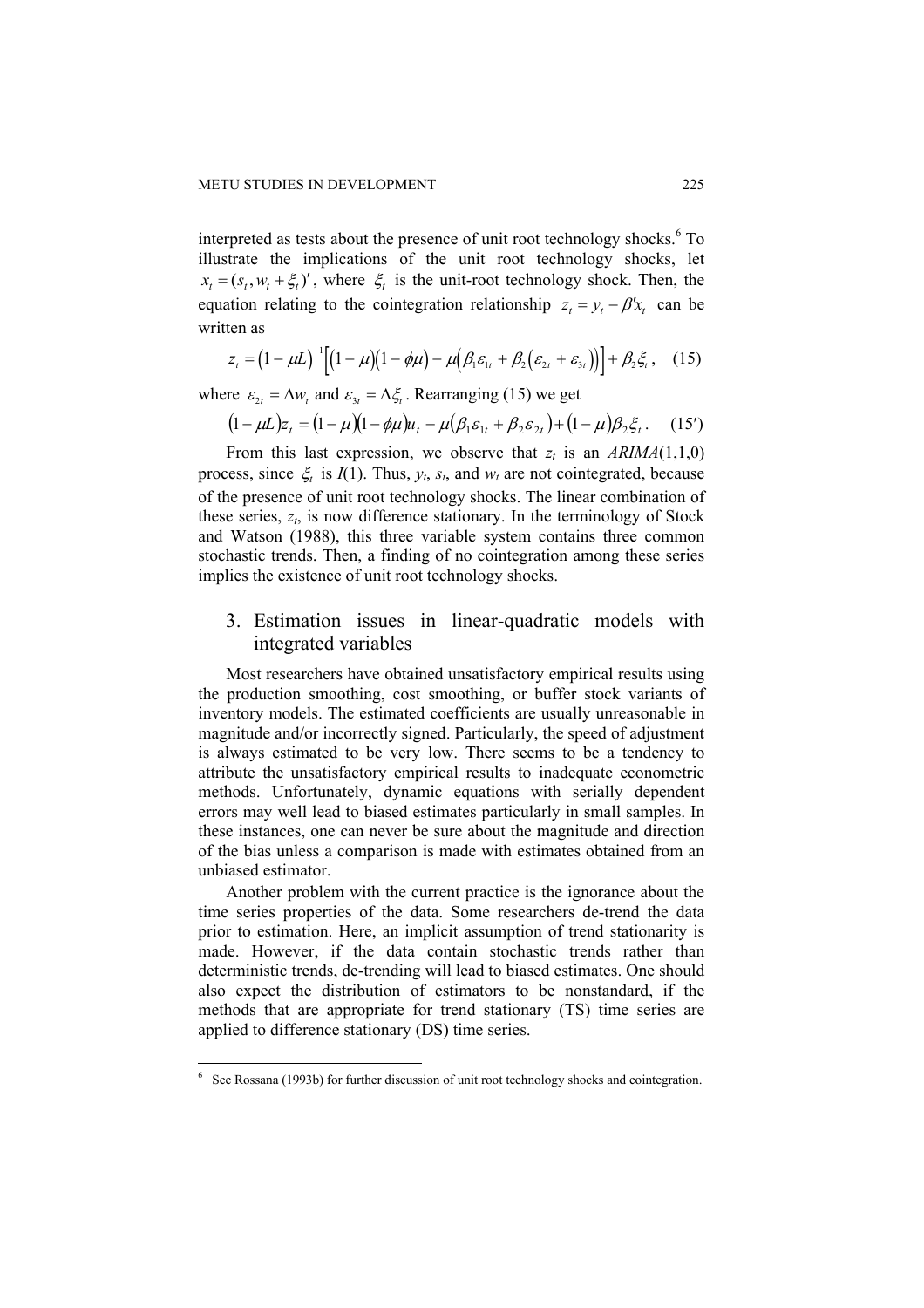interpreted as tests about the presence of unit root technology shocks.[6] To illustrate the implications of the unit root technology shocks, let $x_t = (s_t, w_t + \xi_t)'$, where $\xi_t$ is the unit-root technology shock. Then, the equation relating to the cointegration relationship $z_t = y_t - \beta' x_t$ can be written as

$$z_t = \left(1 - \mu L\right)^{-1}\left[\left(1 - \mu\right)\left(1 - \phi\mu\right) - \mu\left(\beta_1 \varepsilon_{1t} + \beta_2\left(\varepsilon_{2t} + \varepsilon_{3t}\right)\right)\right] + \beta_2 \xi_t\,, \quad (15)$$

where $\varepsilon_{2t} = \Delta w_t$ and $\varepsilon_{3t} = \Delta \xi_t$. Rearranging (15) we get

$$\left(1 - \mu L\right) z_t = \left(1 - \mu\right)\left(1 - \phi\mu\right) u_t - \mu\left(\beta_1 \varepsilon_{1t} + \beta_2 \varepsilon_{2t}\right) + \left(1 - \mu\right)\beta_2 \xi_t\,. \quad (15')$$

From this last expression, we observe that $z_t$ is an *ARIMA*(1,1,0) process, since $\xi_t$ is *I*(1). Thus, $y_t$, $s_t$, and $w_t$ are not cointegrated, because of the presence of unit root technology shocks. The linear combination of these series, $z_t$, is now difference stationary. In the terminology of Stock and Watson (1988), this three variable system contains three common stochastic trends. Then, a finding of no cointegration among these series implies the existence of unit root technology shocks.

## 3. Estimation issues in linear-quadratic models with integrated variables

Most researchers have obtained unsatisfactory empirical results using the production smoothing, cost smoothing, or buffer stock variants of inventory models. The estimated coefficients are usually unreasonable in magnitude and/or incorrectly signed. Particularly, the speed of adjustment is always estimated to be very low. There seems to be a tendency to attribute the unsatisfactory empirical results to inadequate econometric methods. Unfortunately, dynamic equations with serially dependent errors may well lead to biased estimates particularly in small samples. In these instances, one can never be sure about the magnitude and direction of the bias unless a comparison is made with estimates obtained from an unbiased estimator.

Another problem with the current practice is the ignorance about the time series properties of the data. Some researchers de-trend the data prior to estimation. Here, an implicit assumption of trend stationarity is made. However, if the data contain stochastic trends rather than deterministic trends, de-trending will lead to biased estimates. One should also expect the distribution of estimators to be nonstandard, if the methods that are appropriate for trend stationary (TS) time series are applied to difference stationary (DS) time series.

[6] See Rossana (1993b) for further discussion of unit root technology shocks and cointegration.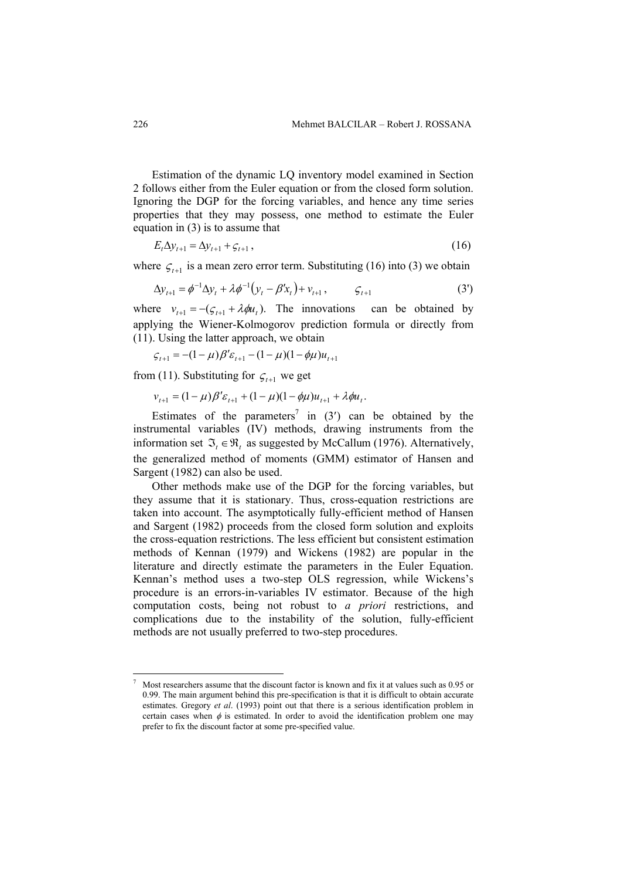Estimation of the dynamic LQ inventory model examined in Section 2 follows either from the Euler equation or from the closed form solution. Ignoring the DGP for the forcing variables, and hence any time series properties that they may possess, one method to estimate the Euler equation in (3) is to assume that

$$E_t \Delta y_{t+1} = \Delta y_{t+1} + \varsigma_{t+1}, \tag{16}$$

where $\varsigma_{t+1}$ is a mean zero error term. Substituting (16) into (3) we obtain

$$\Delta y_{t+1} = \phi^{-1} \Delta y_t + \lambda \phi^{-1}\left(y_t - \beta' x_t\right) + v_{t+1}, \qquad \varsigma_{t+1} \tag{3'}$$

where $v_{t+1} = -(\varsigma_{t+1} + \lambda \phi u_t)$. The innovations can be obtained by applying the Wiener-Kolmogorov prediction formula or directly from (11). Using the latter approach, we obtain

$$\varsigma_{t+1} = -(1-\mu)\beta' \varepsilon_{t+1} - (1-\mu)(1-\phi\mu)u_{t+1}$$

from (11). Substituting for $\varsigma_{t+1}$ we get

$$v_{t+1} = (1-\mu)\beta' \varepsilon_{t+1} + (1-\mu)(1-\phi\mu)u_{t+1} + \lambda \phi u_t .$$

Estimates of the parameters[7] in (3′) can be obtained by the instrumental variables (IV) methods, drawing instruments from the information set $\Im_t \in \Re_t$ as suggested by McCallum (1976). Alternatively, the generalized method of moments (GMM) estimator of Hansen and Sargent (1982) can also be used.

Other methods make use of the DGP for the forcing variables, but they assume that it is stationary. Thus, cross-equation restrictions are taken into account. The asymptotically fully-efficient method of Hansen and Sargent (1982) proceeds from the closed form solution and exploits the cross-equation restrictions. The less efficient but consistent estimation methods of Kennan (1979) and Wickens (1982) are popular in the literature and directly estimate the parameters in the Euler Equation. Kennan's method uses a two-step OLS regression, while Wickens's procedure is an errors-in-variables IV estimator. Because of the high computation costs, being not robust to *a priori* restrictions, and complications due to the instability of the solution, fully-efficient methods are not usually preferred to two-step procedures.

---

[7] Most researchers assume that the discount factor is known and fix it at values such as 0.95 or 0.99. The main argument behind this pre-specification is that it is difficult to obtain accurate estimates. Gregory *et al*. (1993) point out that there is a serious identification problem in certain cases when $\phi$ is estimated. In order to avoid the identification problem one may prefer to fix the discount factor at some pre-specified value.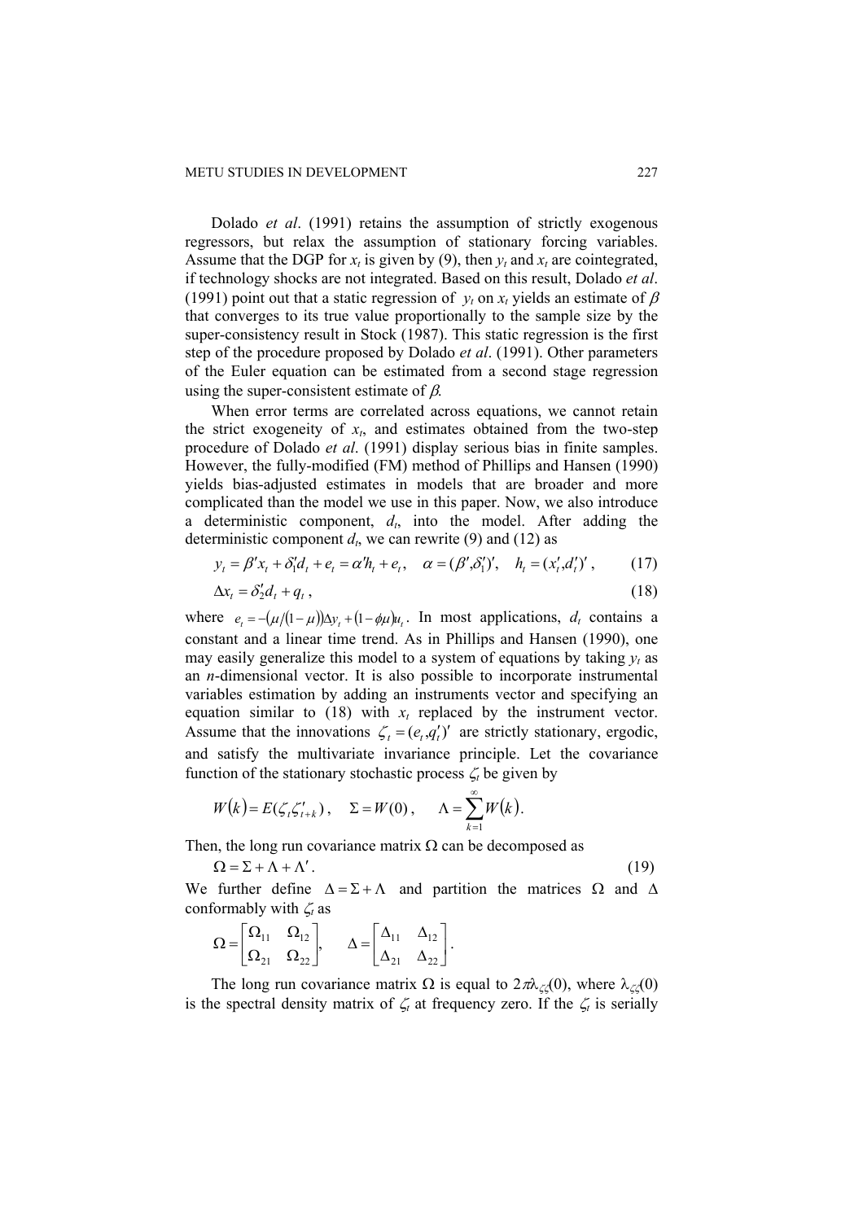Dolado *et al*. (1991) retains the assumption of strictly exogenous regressors, but relax the assumption of stationary forcing variables. Assume that the DGP for $x_t$ is given by (9), then $y_t$ and $x_t$ are cointegrated, if technology shocks are not integrated. Based on this result, Dolado *et al*. (1991) point out that a static regression of $y_t$ on $x_t$ yields an estimate of $\beta$ that converges to its true value proportionally to the sample size by the super-consistency result in Stock (1987). This static regression is the first step of the procedure proposed by Dolado *et al*. (1991). Other parameters of the Euler equation can be estimated from a second stage regression using the super-consistent estimate of $\beta$.

When error terms are correlated across equations, we cannot retain the strict exogeneity of $x_t$, and estimates obtained from the two-step procedure of Dolado *et al*. (1991) display serious bias in finite samples. However, the fully-modified (FM) method of Phillips and Hansen (1990) yields bias-adjusted estimates in models that are broader and more complicated than the model we use in this paper. Now, we also introduce a deterministic component, $d_t$, into the model. After adding the deterministic component $d_t$, we can rewrite (9) and (12) as

$$y_t = \beta' x_t + \delta_1' d_t + e_t = \alpha' h_t + e_t, \quad \alpha = (\beta', \delta_1')', \quad h_t = (x_t', d_t')', \tag{17}$$

$$\Delta x_t = \delta_2' d_t + q_t, \tag{18}$$

where $e_t = -(\mu/(1-\mu))\Delta y_t + (1-\phi\mu)u_t$. In most applications, $d_t$ contains a constant and a linear time trend. As in Phillips and Hansen (1990), one may easily generalize this model to a system of equations by taking $y_t$ as an $n$-dimensional vector. It is also possible to incorporate instrumental variables estimation by adding an instruments vector and specifying an equation similar to (18) with $x_t$ replaced by the instrument vector. Assume that the innovations $\zeta_t = (e_t, q_t')'$ are strictly stationary, ergodic, and satisfy the multivariate invariance principle. Let the covariance function of the stationary stochastic process $\zeta_t$ be given by

$$W(k) = E(\zeta_t \zeta_{t+k}'), \quad \Sigma = W(0), \quad \Lambda = \sum_{k=1}^{\infty} W(k).$$

Then, the long run covariance matrix $\Omega$ can be decomposed as

$$\Omega = \Sigma + \Lambda + \Lambda'. \tag{19}$$

We further define $\Delta = \Sigma + \Lambda$ and partition the matrices $\Omega$ and $\Delta$ conformably with $\zeta_t$ as

$$\Omega = \begin{bmatrix} \Omega_{11} & \Omega_{12} \\ \Omega_{21} & \Omega_{22} \end{bmatrix}, \quad \Delta = \begin{bmatrix} \Delta_{11} & \Delta_{12} \\ \Delta_{21} & \Delta_{22} \end{bmatrix}.$$

The long run covariance matrix $\Omega$ is equal to $2\pi\lambda_{\zeta\zeta}(0)$, where $\lambda_{\zeta\zeta}(0)$ is the spectral density matrix of $\zeta_t$ at frequency zero. If the $\zeta_t$ is serially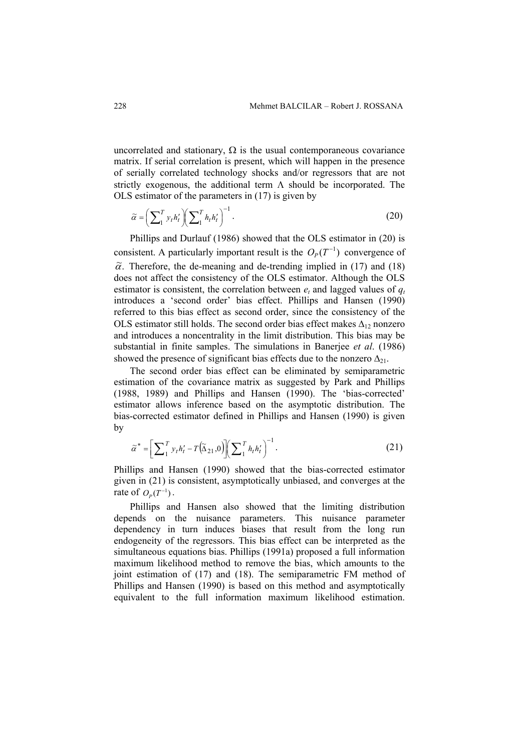uncorrelated and stationary, $\Omega$ is the usual contemporaneous covariance matrix. If serial correlation is present, which will happen in the presence of serially correlated technology shocks and/or regressors that are not strictly exogenous, the additional term $\Lambda$ should be incorporated. The OLS estimator of the parameters in (17) is given by

$$\widetilde{\alpha} = \left( \sum_{1}^{T} y_t h_t' \right) \left( \sum_{1}^{T} h_t h_t' \right)^{-1} . \tag{20}$$

Phillips and Durlauf (1986) showed that the OLS estimator in (20) is consistent. A particularly important result is the $O_P(T^{-1})$ convergence of $\widetilde{\alpha}$. Therefore, the de-meaning and de-trending implied in (17) and (18) does not affect the consistency of the OLS estimator. Although the OLS estimator is consistent, the correlation between $e_t$ and lagged values of $q_t$ introduces a 'second order' bias effect. Phillips and Hansen (1990) referred to this bias effect as second order, since the consistency of the OLS estimator still holds. The second order bias effect makes $\Delta_{12}$ nonzero and introduces a noncentrality in the limit distribution. This bias may be substantial in finite samples. The simulations in Banerjee *et al*. (1986) showed the presence of significant bias effects due to the nonzero $\Delta_{21}$.

The second order bias effect can be eliminated by semiparametric estimation of the covariance matrix as suggested by Park and Phillips (1988, 1989) and Phillips and Hansen (1990). The 'bias-corrected' estimator allows inference based on the asymptotic distribution. The bias-corrected estimator defined in Phillips and Hansen (1990) is given by

$$\widetilde{\alpha}^* = \left[ \sum_{1}^{T} y_t h_t' - T\left(\widetilde{\Delta}_{21}, 0\right) \right] \left( \sum_{1}^{T} h_t h_t' \right)^{-1} . \tag{21}$$

Phillips and Hansen (1990) showed that the bias-corrected estimator given in (21) is consistent, asymptotically unbiased, and converges at the rate of $O_P(T^{-1})$.

Phillips and Hansen also showed that the limiting distribution depends on the nuisance parameters. This nuisance parameter dependency in turn induces biases that result from the long run endogeneity of the regressors. This bias effect can be interpreted as the simultaneous equations bias. Phillips (1991a) proposed a full information maximum likelihood method to remove the bias, which amounts to the joint estimation of (17) and (18). The semiparametric FM method of Phillips and Hansen (1990) is based on this method and asymptotically equivalent to the full information maximum likelihood estimation.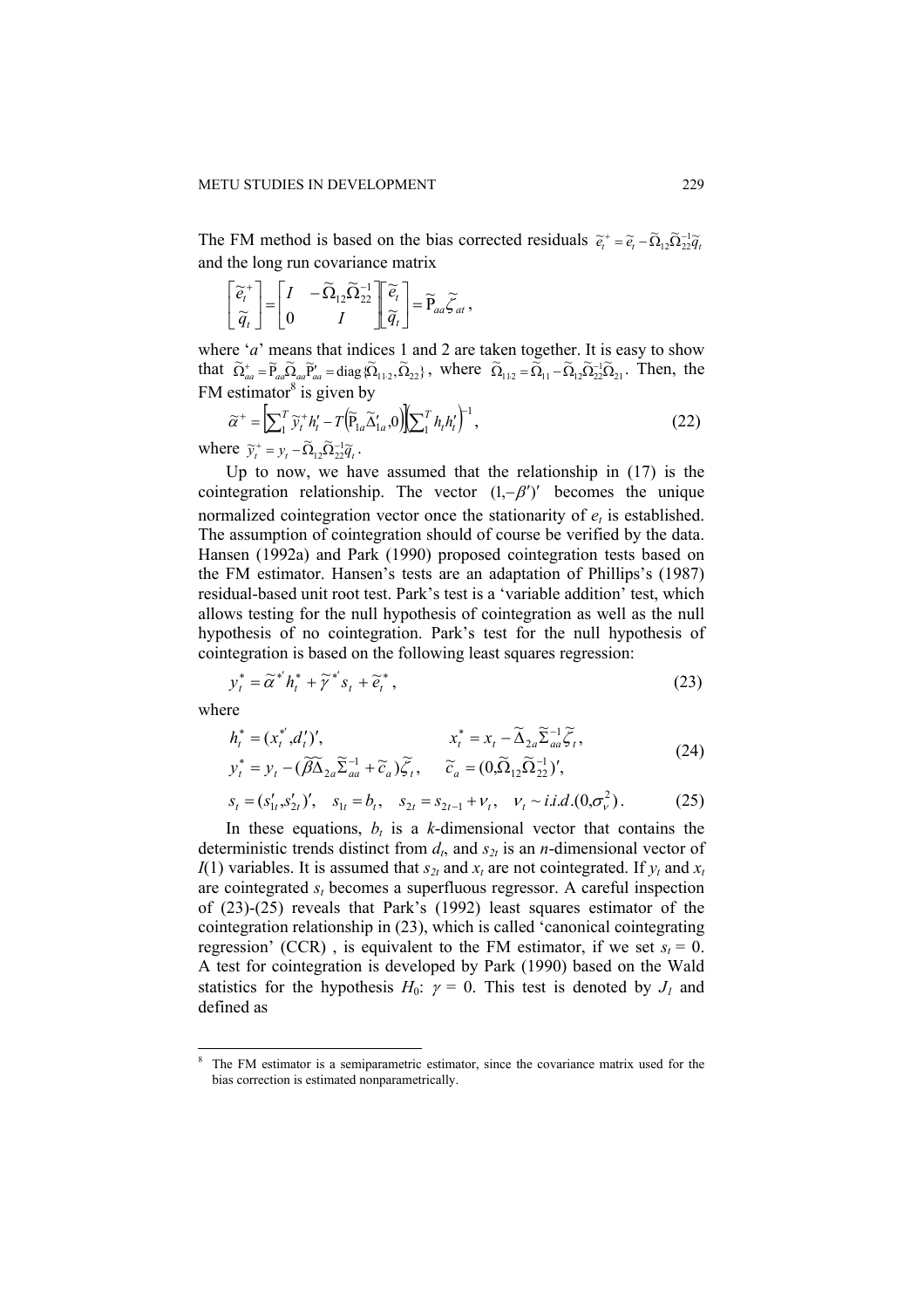The FM method is based on the bias corrected residuals $\tilde{e}_t^+ = \tilde{e}_t - \tilde{\Omega}_{12}\tilde{\Omega}_{22}^{-1}\tilde{q}_t$ and the long run covariance matrix

$$\begin{bmatrix} \tilde{e}_t^+ \\ \tilde{q}_t \end{bmatrix} = \begin{bmatrix} I & -\tilde{\Omega}_{12}\tilde{\Omega}_{22}^{-1} \\ 0 & I \end{bmatrix} \begin{bmatrix} \tilde{e}_t \\ \tilde{q}_t \end{bmatrix} = \tilde{\mathrm{P}}_{aa}\tilde{\zeta}_{at},$$

where '$a$' means that indices 1 and 2 are taken together. It is easy to show that $\tilde{\Omega}_{aa}^+ = \tilde{\mathrm{P}}_{aa}\tilde{\Omega}_{aa}\tilde{\mathrm{P}}_{aa}' = \mathrm{diag}\{\tilde{\Omega}_{11\cdot 2}, \tilde{\Omega}_{22}\}$, where $\tilde{\Omega}_{11\cdot 2} = \tilde{\Omega}_{11} - \tilde{\Omega}_{12}\tilde{\Omega}_{22}^{-1}\tilde{\Omega}_{21}$. Then, the FM estimator[8] is given by

$$\tilde{\alpha}^+ = \left[\sum_1^T \tilde{y}_t^+ h_t' - T\left(\tilde{\mathrm{P}}_{1a}\tilde{\Delta}_{1a}', 0\right)\right]\left(\sum_1^T h_t h_t'\right)^{-1}, \tag{22}$$

where $\tilde{y}_t^+ = y_t - \tilde{\Omega}_{12}\tilde{\Omega}_{22}^{-1}\tilde{q}_t$.

Up to now, we have assumed that the relationship in (17) is the cointegration relationship. The vector $(1, -\beta')'$ becomes the unique normalized cointegration vector once the stationarity of $e_t$ is established. The assumption of cointegration should of course be verified by the data. Hansen (1992a) and Park (1990) proposed cointegration tests based on the FM estimator. Hansen's tests are an adaptation of Phillips's (1987) residual-based unit root test. Park's test is a 'variable addition' test, which allows testing for the null hypothesis of cointegration as well as the null hypothesis of no cointegration. Park's test for the null hypothesis of cointegration is based on the following least squares regression:

$$y_t^* = \tilde{\alpha}^{*'} h_t^* + \tilde{\gamma}^{*'} s_t + \tilde{e}_t^*, \tag{23}$$

where

$$\begin{aligned} h_t^* &= (x_t^{*'}, d_t')', & x_t^* &= x_t - \tilde{\Delta}_{2a}\tilde{\Sigma}_{aa}^{-1}\tilde{\zeta}_t, \\ y_t^* &= y_t - (\tilde{\beta}\tilde{\Delta}_{2a}\tilde{\Sigma}_{aa}^{-1} + \tilde{c}_a)\tilde{\zeta}_t, & \tilde{c}_a &= (0, \tilde{\Omega}_{12}\tilde{\Omega}_{22}^{-1})', \end{aligned} \tag{24}$$

$$s_t = (s_{1t}', s_{2t}')', \quad s_{1t} = b_t, \quad s_{2t} = s_{2t-1} + \nu_t, \quad \nu_t \sim i.i.d.(0, \sigma_\nu^2). \tag{25}$$

In these equations, $b_t$ is a $k$-dimensional vector that contains the deterministic trends distinct from $d_t$, and $s_{2t}$ is an $n$-dimensional vector of $I(1)$ variables. It is assumed that $s_{2t}$ and $x_t$ are not cointegrated. If $y_t$ and $x_t$ are cointegrated $s_t$ becomes a superfluous regressor. A careful inspection of (23)-(25) reveals that Park's (1992) least squares estimator of the cointegration relationship in (23), which is called 'canonical cointegrating regression' (CCR) , is equivalent to the FM estimator, if we set $s_t = 0$. A test for cointegration is developed by Park (1990) based on the Wald statistics for the hypothesis $H_0$: $\gamma = 0$. This test is denoted by $J_1$ and defined as

---

[8] The FM estimator is a semiparametric estimator, since the covariance matrix used for the bias correction is estimated nonparametrically.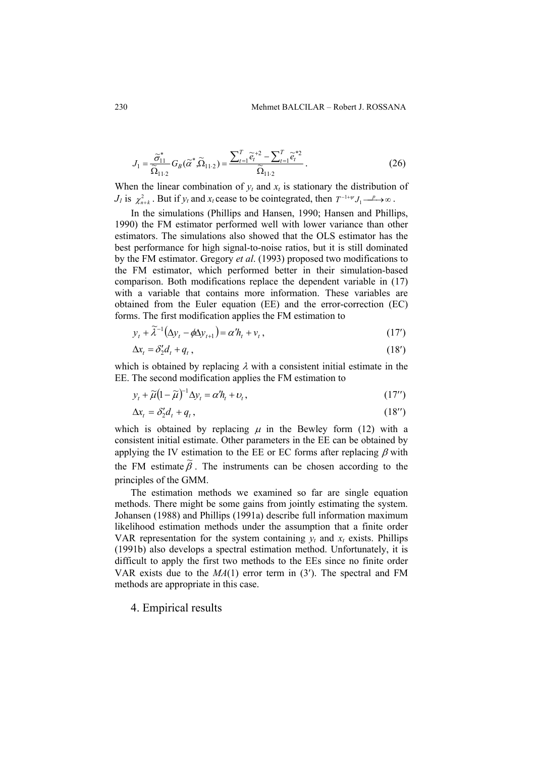$$J_1 = \frac{\widetilde{\sigma}_{11}^*}{\widetilde{\Omega}_{11\cdot 2}} G_B(\widetilde{\alpha}^*, \widetilde{\Omega}_{11\cdot 2}) = \frac{\sum_{t=1}^{T} \widetilde{e}_t^{+2} - \sum_{t=1}^{T} \widetilde{e}_t^{*2}}{\widetilde{\Omega}_{11\cdot 2}}. \tag{26}$$

When the linear combination of $y_t$ and $x_t$ is stationary the distribution of $J_1$ is $\chi^2_{n+k}$. But if $y_t$ and $x_t$ cease to be cointegrated, then $T^{-1+\psi} J_1 \xrightarrow{p} \infty$.

In the simulations (Phillips and Hansen, 1990; Hansen and Phillips, 1990) the FM estimator performed well with lower variance than other estimators. The simulations also showed that the OLS estimator has the best performance for high signal-to-noise ratios, but it is still dominated by the FM estimator. Gregory *et al*. (1993) proposed two modifications to the FM estimator, which performed better in their simulation-based comparison. Both modifications replace the dependent variable in (17) with a variable that contains more information. These variables are obtained from the Euler equation (EE) and the error-correction (EC) forms. The first modification applies the FM estimation to

$$y_t + \widetilde{\lambda}^{-1}(\Delta y_t - \phi \Delta y_{t+1}) = \alpha' h_t + v_t, \tag{17'}$$

$$\Delta x_t = \delta_2' d_t + q_t, \tag{18'}$$

which is obtained by replacing $\lambda$ with a consistent initial estimate in the EE. The second modification applies the FM estimation to

$$y_t + \widetilde{\mu}(1 - \widetilde{\mu})^{-1} \Delta y_t = \alpha' h_t + \upsilon_t, \tag{17''}$$

$$\Delta x_t = \delta_2' d_t + q_t, \tag{18''}$$

which is obtained by replacing $\mu$ in the Bewley form (12) with a consistent initial estimate. Other parameters in the EE can be obtained by applying the IV estimation to the EE or EC forms after replacing $\beta$ with the FM estimate $\widetilde{\beta}$. The instruments can be chosen according to the principles of the GMM.

The estimation methods we examined so far are single equation methods. There might be some gains from jointly estimating the system. Johansen (1988) and Phillips (1991a) describe full information maximum likelihood estimation methods under the assumption that a finite order VAR representation for the system containing $y_t$ and $x_t$ exists. Phillips (1991b) also develops a spectral estimation method. Unfortunately, it is difficult to apply the first two methods to the EEs since no finite order VAR exists due to the *MA*(1) error term in (3′). The spectral and FM methods are appropriate in this case.

## 4. Empirical results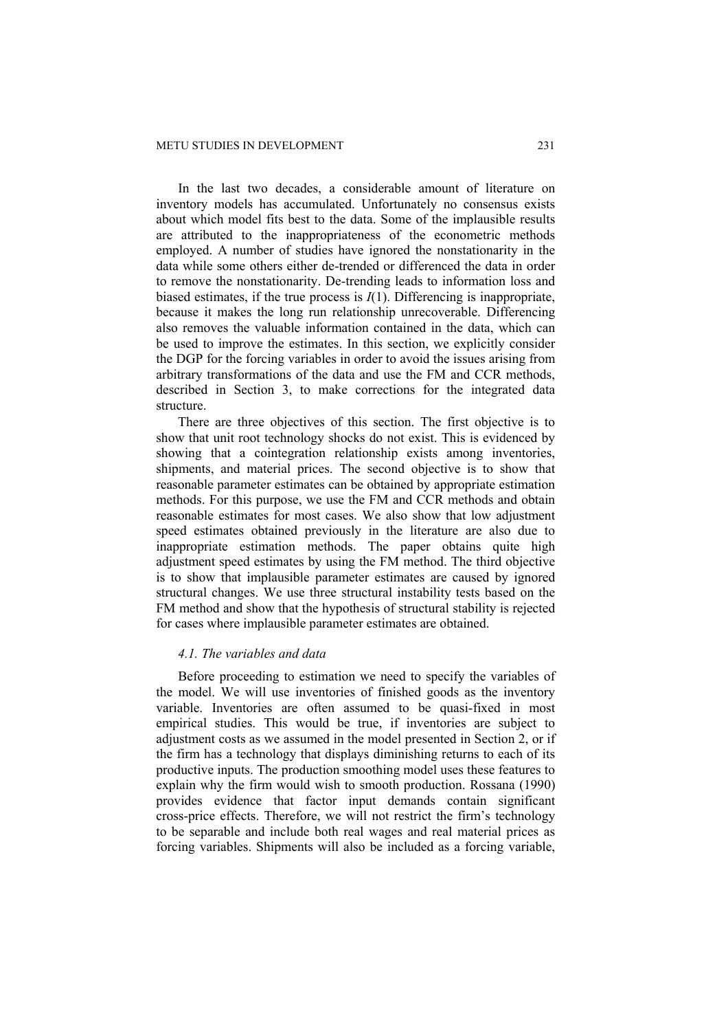In the last two decades, a considerable amount of literature on inventory models has accumulated. Unfortunately no consensus exists about which model fits best to the data. Some of the implausible results are attributed to the inappropriateness of the econometric methods employed. A number of studies have ignored the nonstationarity in the data while some others either de-trended or differenced the data in order to remove the nonstationarity. De-trending leads to information loss and biased estimates, if the true process is $I(1)$. Differencing is inappropriate, because it makes the long run relationship unrecoverable. Differencing also removes the valuable information contained in the data, which can be used to improve the estimates. In this section, we explicitly consider the DGP for the forcing variables in order to avoid the issues arising from arbitrary transformations of the data and use the FM and CCR methods, described in Section 3, to make corrections for the integrated data structure.

There are three objectives of this section. The first objective is to show that unit root technology shocks do not exist. This is evidenced by showing that a cointegration relationship exists among inventories, shipments, and material prices. The second objective is to show that reasonable parameter estimates can be obtained by appropriate estimation methods. For this purpose, we use the FM and CCR methods and obtain reasonable estimates for most cases. We also show that low adjustment speed estimates obtained previously in the literature are also due to inappropriate estimation methods. The paper obtains quite high adjustment speed estimates by using the FM method. The third objective is to show that implausible parameter estimates are caused by ignored structural changes. We use three structural instability tests based on the FM method and show that the hypothesis of structural stability is rejected for cases where implausible parameter estimates are obtained.

### *4.1. The variables and data*

Before proceeding to estimation we need to specify the variables of the model. We will use inventories of finished goods as the inventory variable. Inventories are often assumed to be quasi-fixed in most empirical studies. This would be true, if inventories are subject to adjustment costs as we assumed in the model presented in Section 2, or if the firm has a technology that displays diminishing returns to each of its productive inputs. The production smoothing model uses these features to explain why the firm would wish to smooth production. Rossana (1990) provides evidence that factor input demands contain significant cross-price effects. Therefore, we will not restrict the firm's technology to be separable and include both real wages and real material prices as forcing variables. Shipments will also be included as a forcing variable,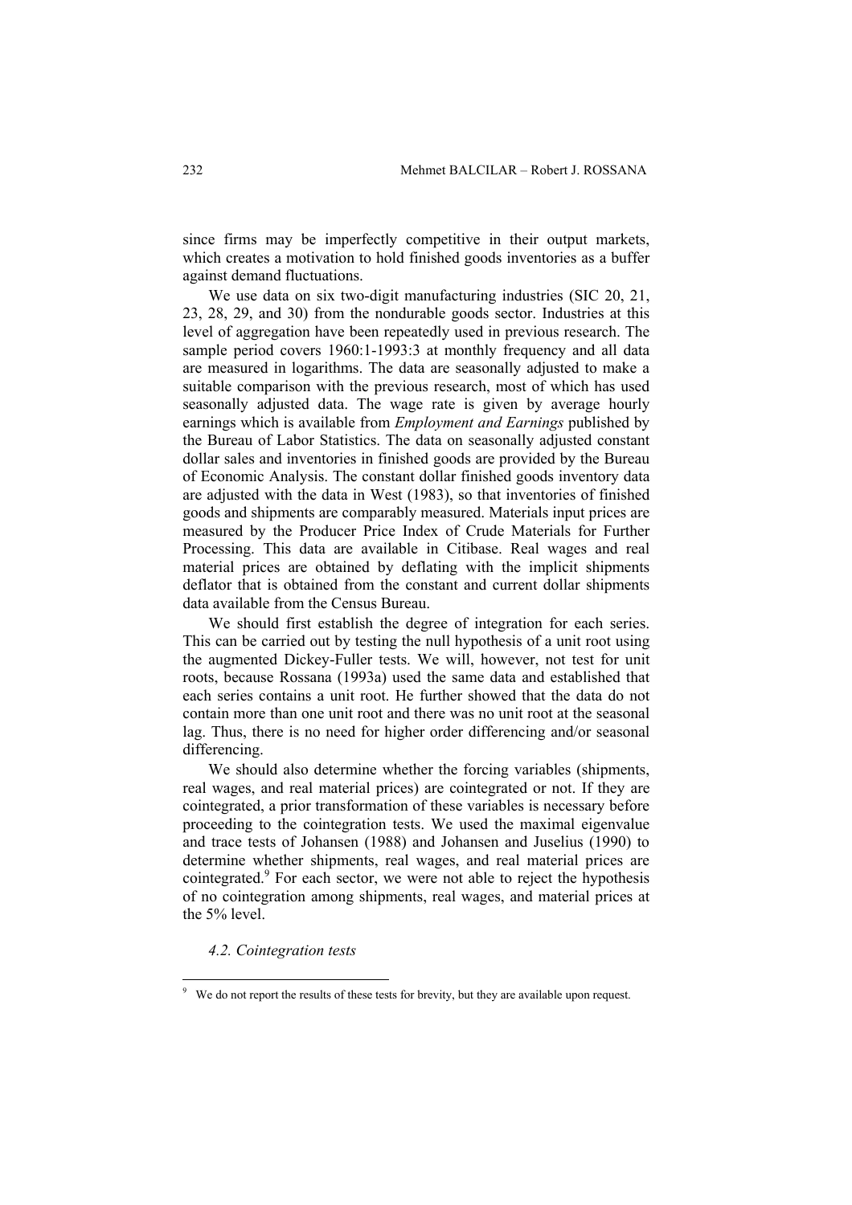since firms may be imperfectly competitive in their output markets, which creates a motivation to hold finished goods inventories as a buffer against demand fluctuations.

We use data on six two-digit manufacturing industries (SIC 20, 21, 23, 28, 29, and 30) from the nondurable goods sector. Industries at this level of aggregation have been repeatedly used in previous research. The sample period covers 1960:1-1993:3 at monthly frequency and all data are measured in logarithms. The data are seasonally adjusted to make a suitable comparison with the previous research, most of which has used seasonally adjusted data. The wage rate is given by average hourly earnings which is available from *Employment and Earnings* published by the Bureau of Labor Statistics. The data on seasonally adjusted constant dollar sales and inventories in finished goods are provided by the Bureau of Economic Analysis. The constant dollar finished goods inventory data are adjusted with the data in West (1983), so that inventories of finished goods and shipments are comparably measured. Materials input prices are measured by the Producer Price Index of Crude Materials for Further Processing. This data are available in Citibase. Real wages and real material prices are obtained by deflating with the implicit shipments deflator that is obtained from the constant and current dollar shipments data available from the Census Bureau.

We should first establish the degree of integration for each series. This can be carried out by testing the null hypothesis of a unit root using the augmented Dickey-Fuller tests. We will, however, not test for unit roots, because Rossana (1993a) used the same data and established that each series contains a unit root. He further showed that the data do not contain more than one unit root and there was no unit root at the seasonal lag. Thus, there is no need for higher order differencing and/or seasonal differencing.

We should also determine whether the forcing variables (shipments, real wages, and real material prices) are cointegrated or not. If they are cointegrated, a prior transformation of these variables is necessary before proceeding to the cointegration tests. We used the maximal eigenvalue and trace tests of Johansen (1988) and Johansen and Juselius (1990) to determine whether shipments, real wages, and real material prices are cointegrated.[9] For each sector, we were not able to reject the hypothesis of no cointegration among shipments, real wages, and material prices at the 5% level.

### *4.2. Cointegration tests*

[9] We do not report the results of these tests for brevity, but they are available upon request.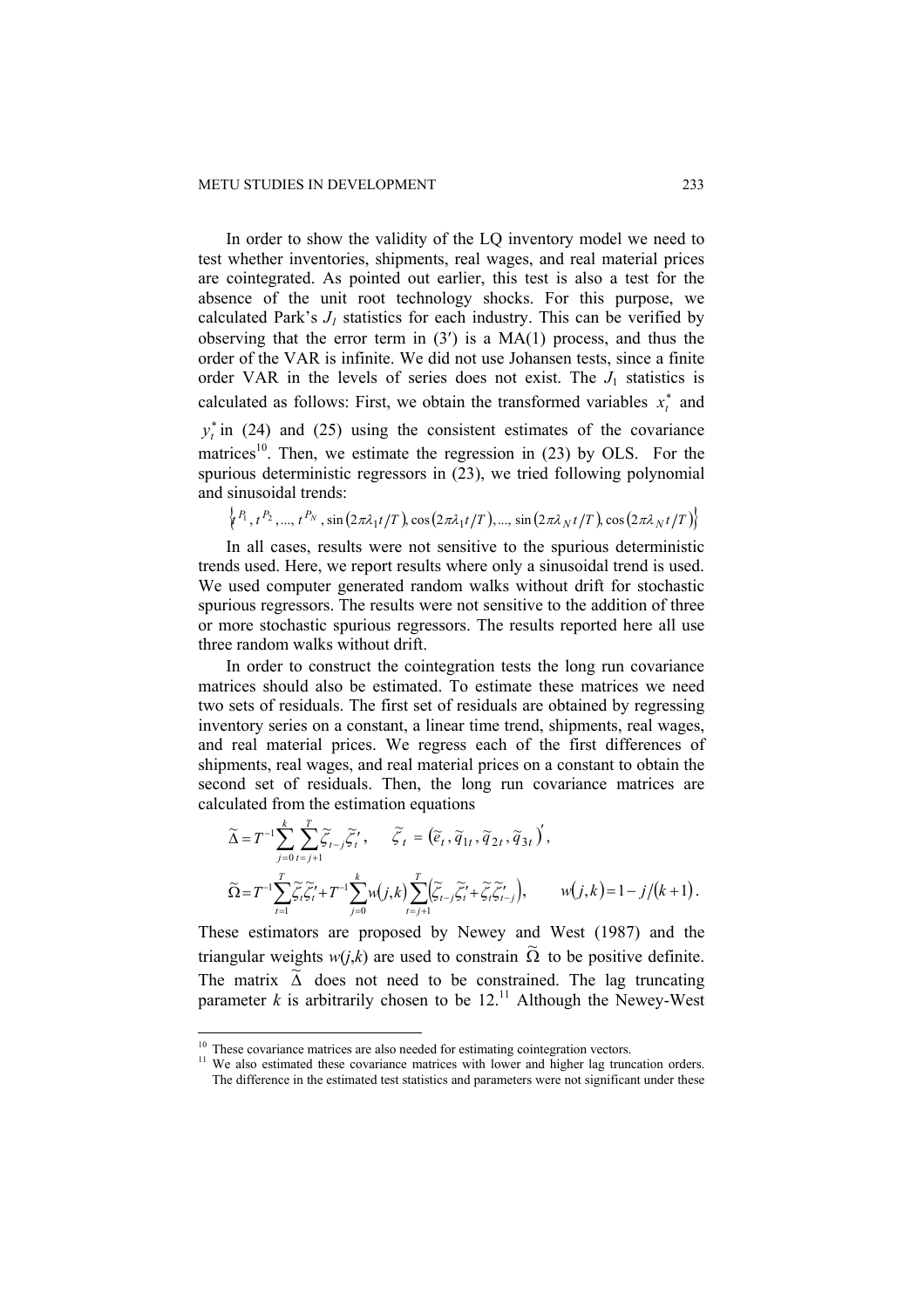In order to show the validity of the LQ inventory model we need to test whether inventories, shipments, real wages, and real material prices are cointegrated. As pointed out earlier, this test is also a test for the absence of the unit root technology shocks. For this purpose, we calculated Park's $J_1$ statistics for each industry. This can be verified by observing that the error term in (3′) is a MA(1) process, and thus the order of the VAR is infinite. We did not use Johansen tests, since a finite order VAR in the levels of series does not exist. The $J_1$ statistics is calculated as follows: First, we obtain the transformed variables $x_t^*$ and $y_t^*$ in (24) and (25) using the consistent estimates of the covariance matrices[10]. Then, we estimate the regression in (23) by OLS. For the spurious deterministic regressors in (23), we tried following polynomial and sinusoidal trends:

$$\left\{t^{P_1}, t^{P_2}, ..., t^{P_N}, \sin(2\pi\lambda_1 t/T), \cos(2\pi\lambda_1 t/T), ..., \sin(2\pi\lambda_N t/T), \cos(2\pi\lambda_N t/T)\right\}$$

In all cases, results were not sensitive to the spurious deterministic trends used. Here, we report results where only a sinusoidal trend is used. We used computer generated random walks without drift for stochastic spurious regressors. The results were not sensitive to the addition of three or more stochastic spurious regressors. The results reported here all use three random walks without drift.

In order to construct the cointegration tests the long run covariance matrices should also be estimated. To estimate these matrices we need two sets of residuals. The first set of residuals are obtained by regressing inventory series on a constant, a linear time trend, shipments, real wages, and real material prices. We regress each of the first differences of shipments, real wages, and real material prices on a constant to obtain the second set of residuals. Then, the long run covariance matrices are calculated from the estimation equations

$$\tilde{\Delta} = T^{-1}\sum_{j=0}^{k}\sum_{t=j+1}^{T}\tilde{\zeta}_{t-j}\tilde{\zeta}_t', \qquad \tilde{\zeta}_t = \left(\tilde{e}_t, \tilde{q}_{1t}, \tilde{q}_{2t}, \tilde{q}_{3t}\right)',$$

$$\tilde{\Omega} = T^{-1}\sum_{t=1}^{T}\tilde{\zeta}_t\tilde{\zeta}_t' + T^{-1}\sum_{j=0}^{k}w(j,k)\sum_{t=j+1}^{T}\left(\tilde{\zeta}_{t-j}\tilde{\zeta}_t' + \tilde{\zeta}_t\tilde{\zeta}_{t-j}'\right), \qquad w(j,k) = 1 - j/(k+1).$$

These estimators are proposed by Newey and West (1987) and the triangular weights $w(j,k)$ are used to constrain $\tilde{\Omega}$ to be positive definite. The matrix $\tilde{\Delta}$ does not need to be constrained. The lag truncating parameter $k$ is arbitrarily chosen to be 12.[11] Although the Newey-West

[10] These covariance matrices are also needed for estimating cointegration vectors.

[11] We also estimated these covariance matrices with lower and higher lag truncation orders. The difference in the estimated test statistics and parameters were not significant under these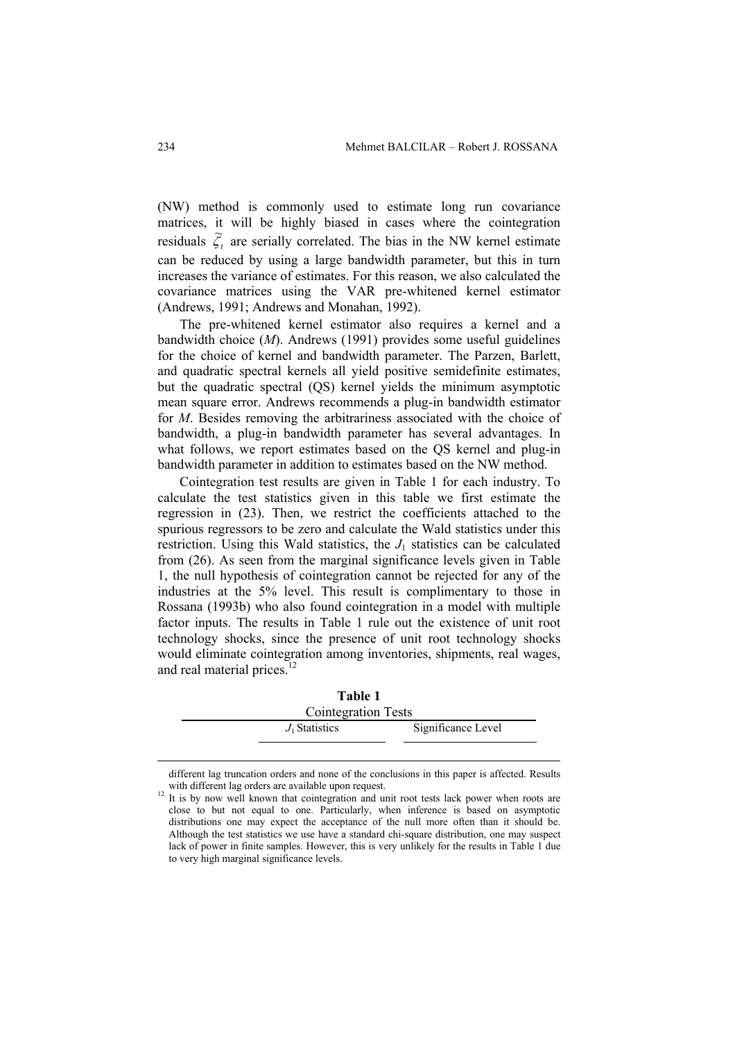(NW) method is commonly used to estimate long run covariance matrices, it will be highly biased in cases where the cointegration residuals $\tilde{\zeta}_t$ are serially correlated. The bias in the NW kernel estimate can be reduced by using a large bandwidth parameter, but this in turn increases the variance of estimates. For this reason, we also calculated the covariance matrices using the VAR pre-whitened kernel estimator (Andrews, 1991; Andrews and Monahan, 1992).

The pre-whitened kernel estimator also requires a kernel and a bandwidth choice ($M$). Andrews (1991) provides some useful guidelines for the choice of kernel and bandwidth parameter. The Parzen, Barlett, and quadratic spectral kernels all yield positive semidefinite estimates, but the quadratic spectral (QS) kernel yields the minimum asymptotic mean square error. Andrews recommends a plug-in bandwidth estimator for $M$. Besides removing the arbitrariness associated with the choice of bandwidth, a plug-in bandwidth parameter has several advantages. In what follows, we report estimates based on the QS kernel and plug-in bandwidth parameter in addition to estimates based on the NW method.

Cointegration test results are given in Table 1 for each industry. To calculate the test statistics given in this table we first estimate the regression in (23). Then, we restrict the coefficients attached to the spurious regressors to be zero and calculate the Wald statistics under this restriction. Using this Wald statistics, the $J_1$ statistics can be calculated from (26). As seen from the marginal significance levels given in Table 1, the null hypothesis of cointegration cannot be rejected for any of the industries at the 5% level. This result is complimentary to those in Rossana (1993b) who also found cointegration in a model with multiple factor inputs. The results in Table 1 rule out the existence of unit root technology shocks, since the presence of unit root technology shocks would eliminate cointegration among inventories, shipments, real wages, and real material prices.[12]

**Table 1**

Cointegration Tests

| | $J_1$ Statistics | Significance Level |
|---|---|---|

different lag truncation orders and none of the conclusions in this paper is affected. Results with different lag orders are available upon request.

[12] It is by now well known that cointegration and unit root tests lack power when roots are close to but not equal to one. Particularly, when inference is based on asymptotic distributions one may expect the acceptance of the null more often than it should be. Although the test statistics we use have a standard chi-square distribution, one may suspect lack of power in finite samples. However, this is very unlikely for the results in Table 1 due to very high marginal significance levels.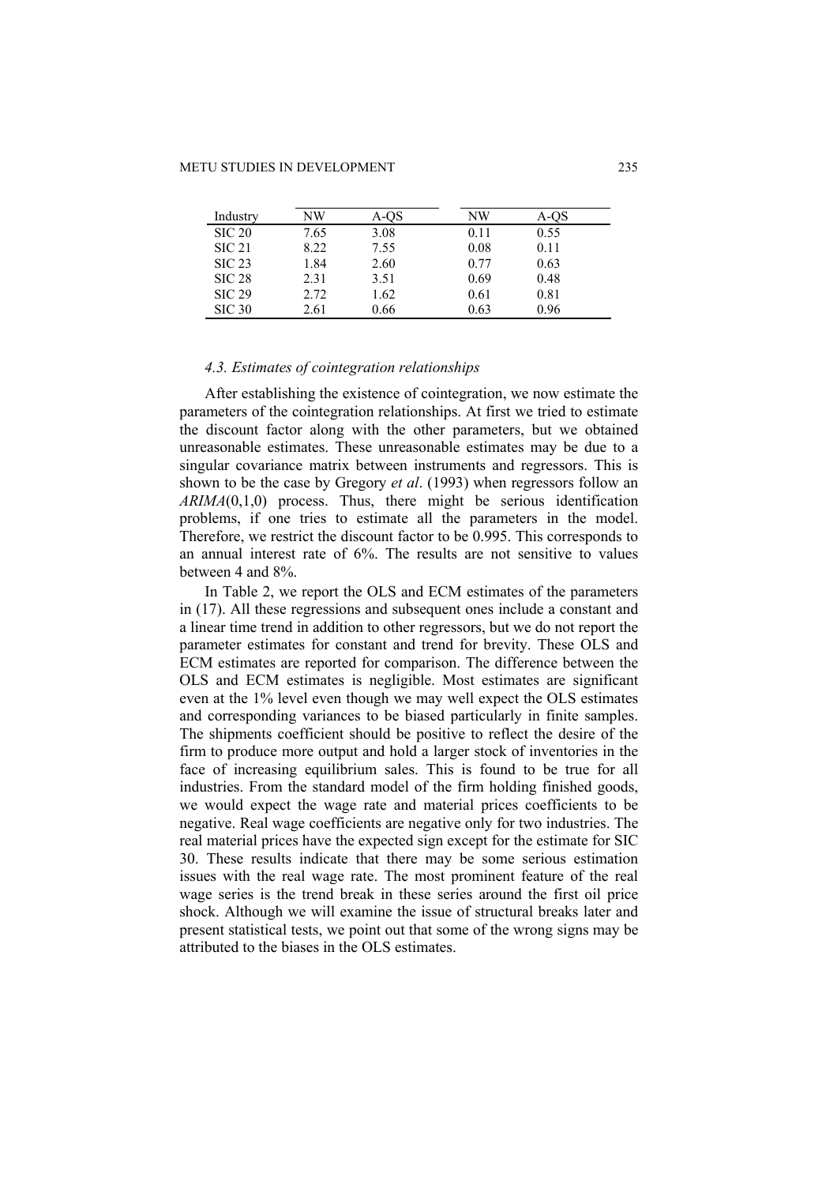| Industry | NW | A-QS | NW | A-QS |
|---|---|---|---|---|
| SIC 20 | 7.65 | 3.08 | 0.11 | 0.55 |
| SIC 21 | 8.22 | 7.55 | 0.08 | 0.11 |
| SIC 23 | 1.84 | 2.60 | 0.77 | 0.63 |
| SIC 28 | 2.31 | 3.51 | 0.69 | 0.48 |
| SIC 29 | 2.72 | 1.62 | 0.61 | 0.81 |
| SIC 30 | 2.61 | 0.66 | 0.63 | 0.96 |

### *4.3. Estimates of cointegration relationships*

After establishing the existence of cointegration, we now estimate the parameters of the cointegration relationships. At first we tried to estimate the discount factor along with the other parameters, but we obtained unreasonable estimates. These unreasonable estimates may be due to a singular covariance matrix between instruments and regressors. This is shown to be the case by Gregory *et al*. (1993) when regressors follow an *ARIMA*(0,1,0) process. Thus, there might be serious identification problems, if one tries to estimate all the parameters in the model. Therefore, we restrict the discount factor to be 0.995. This corresponds to an annual interest rate of 6%. The results are not sensitive to values between 4 and 8%.

In Table 2, we report the OLS and ECM estimates of the parameters in (17). All these regressions and subsequent ones include a constant and a linear time trend in addition to other regressors, but we do not report the parameter estimates for constant and trend for brevity. These OLS and ECM estimates are reported for comparison. The difference between the OLS and ECM estimates is negligible. Most estimates are significant even at the 1% level even though we may well expect the OLS estimates and corresponding variances to be biased particularly in finite samples. The shipments coefficient should be positive to reflect the desire of the firm to produce more output and hold a larger stock of inventories in the face of increasing equilibrium sales. This is found to be true for all industries. From the standard model of the firm holding finished goods, we would expect the wage rate and material prices coefficients to be negative. Real wage coefficients are negative only for two industries. The real material prices have the expected sign except for the estimate for SIC 30. These results indicate that there may be some serious estimation issues with the real wage rate. The most prominent feature of the real wage series is the trend break in these series around the first oil price shock. Although we will examine the issue of structural breaks later and present statistical tests, we point out that some of the wrong signs may be attributed to the biases in the OLS estimates.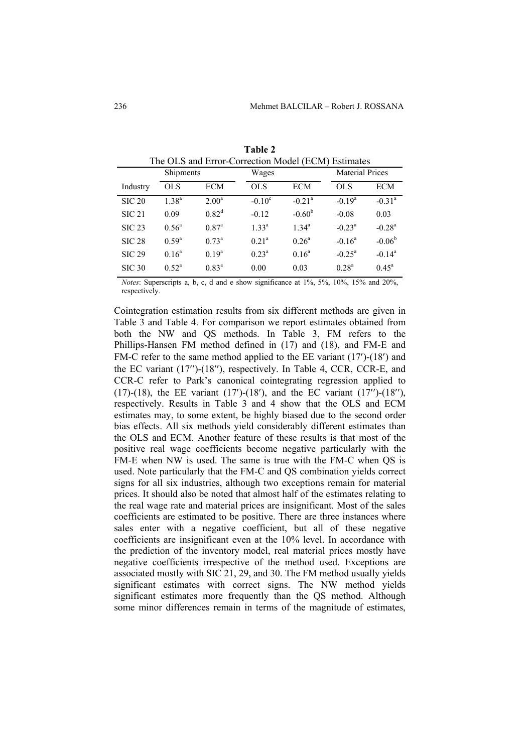**Table 2**

The OLS and Error-Correction Model (ECM) Estimates

| Industry | Shipments | | Wages | | Material Prices | |
|---|---|---|---|---|---|---|
| | OLS | ECM | OLS | ECM | OLS | ECM |
| SIC 20 | 1.38[a] | 2.00[a] | -0.10[c] | -0.21[a] | -0.19[a] | -0.31[a] |
| SIC 21 | 0.09 | 0.82[d] | -0.12 | -0.60[b] | -0.08 | 0.03 |
| SIC 23 | 0.56[a] | 0.87[a] | 1.33[a] | 1.34[a] | -0.23[a] | -0.28[a] |
| SIC 28 | 0.59[a] | 0.73[a] | 0.21[a] | 0.26[a] | -0.16[a] | -0.06[b] |
| SIC 29 | 0.16[a] | 0.19[a] | 0.23[a] | 0.16[a] | -0.25[a] | -0.14[a] |
| SIC 30 | 0.52[a] | 0.83[a] | 0.00 | 0.03 | 0.28[a] | 0.45[a] |

*Notes*: Superscripts a, b, c, d and e show significance at 1%, 5%, 10%, 15% and 20%, respectively.

Cointegration estimation results from six different methods are given in Table 3 and Table 4. For comparison we report estimates obtained from both the NW and QS methods. In Table 3, FM refers to the Phillips-Hansen FM method defined in (17) and (18), and FM-E and FM-C refer to the same method applied to the EE variant (17′)-(18′) and the EC variant (17″)-(18″), respectively. In Table 4, CCR, CCR-E, and CCR-C refer to Park's canonical cointegrating regression applied to (17)-(18), the EE variant (17′)-(18′), and the EC variant (17″)-(18″), respectively. Results in Table 3 and 4 show that the OLS and ECM estimates may, to some extent, be highly biased due to the second order bias effects. All six methods yield considerably different estimates than the OLS and ECM. Another feature of these results is that most of the positive real wage coefficients become negative particularly with the FM-E when NW is used. The same is true with the FM-C when QS is used. Note particularly that the FM-C and QS combination yields correct signs for all six industries, although two exceptions remain for material prices. It should also be noted that almost half of the estimates relating to the real wage rate and material prices are insignificant. Most of the sales coefficients are estimated to be positive. There are three instances where sales enter with a negative coefficient, but all of these negative coefficients are insignificant even at the 10% level. In accordance with the prediction of the inventory model, real material prices mostly have negative coefficients irrespective of the method used. Exceptions are associated mostly with SIC 21, 29, and 30. The FM method usually yields significant estimates with correct signs. The NW method yields significant estimates more frequently than the QS method. Although some minor differences remain in terms of the magnitude of estimates,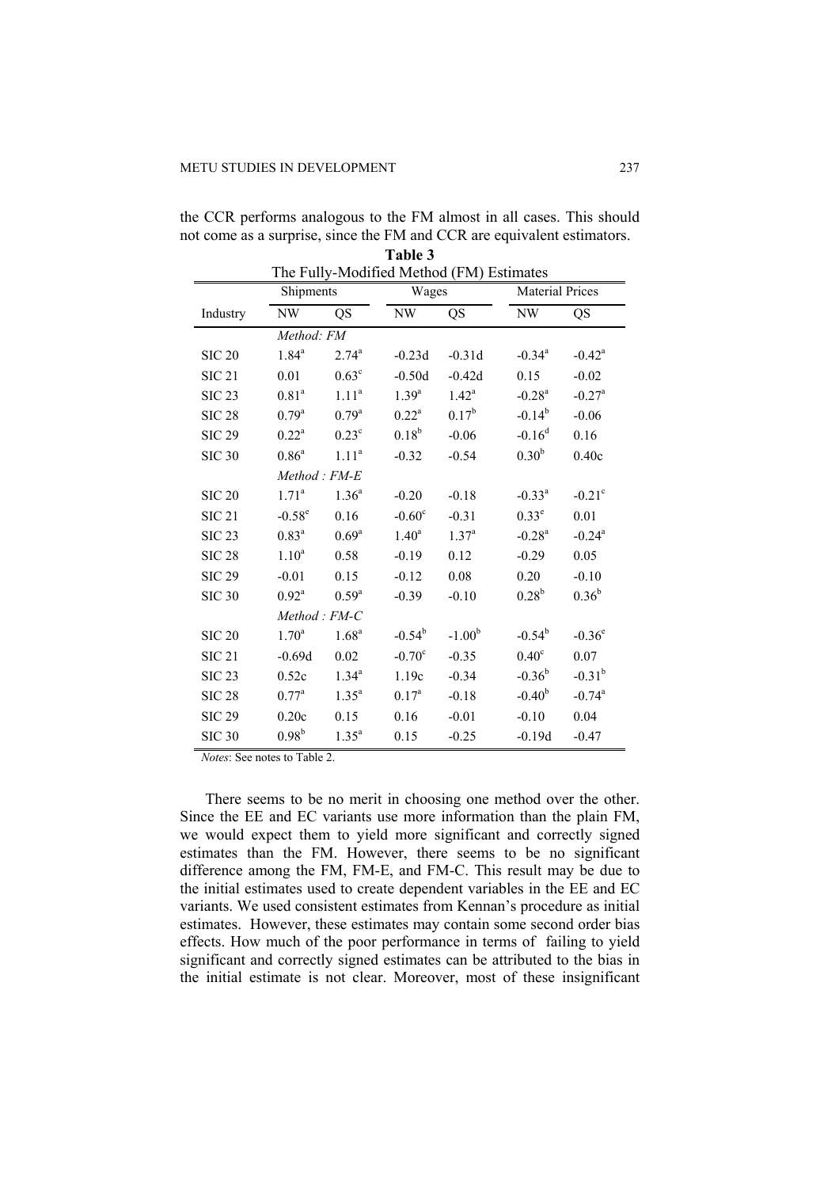the CCR performs analogous to the FM almost in all cases. This should not come as a surprise, since the FM and CCR are equivalent estimators.

**Table 3**
The Fully-Modified Method (FM) Estimates

| | Shipments | | Wages | | Material Prices | |
|---|---|---|---|---|---|---|
| Industry | NW | QS | NW | QS | NW | QS |
| | *Method: FM* | | | | | |
| SIC 20 | 1.84[a] | 2.74[a] | -0.23d | -0.31d | -0.34[a] | -0.42[a] |
| SIC 21 | 0.01 | 0.63[c] | -0.50d | -0.42d | 0.15 | -0.02 |
| SIC 23 | 0.81[a] | 1.11[a] | 1.39[a] | 1.42[a] | -0.28[a] | -0.27[a] |
| SIC 28 | 0.79[a] | 0.79[a] | 0.22[a] | 0.17[b] | -0.14[b] | -0.06 |
| SIC 29 | 0.22[a] | 0.23[c] | 0.18[b] | -0.06 | -0.16[d] | 0.16 |
| SIC 30 | 0.86[a] | 1.11[a] | -0.32 | -0.54 | 0.30[b] | 0.40c |
| | *Method : FM-E* | | | | | |
| SIC 20 | 1.71[a] | 1.36[a] | -0.20 | -0.18 | -0.33[a] | -0.21[c] |
| SIC 21 | -0.58[c] | 0.16 | -0.60[c] | -0.31 | 0.33[c] | 0.01 |
| SIC 23 | 0.83[a] | 0.69[a] | 1.40[a] | 1.37[a] | -0.28[a] | -0.24[a] |
| SIC 28 | 1.10[a] | 0.58 | -0.19 | 0.12 | -0.29 | 0.05 |
| SIC 29 | -0.01 | 0.15 | -0.12 | 0.08 | 0.20 | -0.10 |
| SIC 30 | 0.92[a] | 0.59[a] | -0.39 | -0.10 | 0.28[b] | 0.36[b] |
| | *Method : FM-C* | | | | | |
| SIC 20 | 1.70[a] | 1.68[a] | -0.54[b] | -1.00[b] | -0.54[b] | -0.36[c] |
| SIC 21 | -0.69d | 0.02 | -0.70[c] | -0.35 | 0.40[c] | 0.07 |
| SIC 23 | 0.52c | 1.34[a] | 1.19c | -0.34 | -0.36[b] | -0.31[b] |
| SIC 28 | 0.77[a] | 1.35[a] | 0.17[a] | -0.18 | -0.40[b] | -0.74[a] |
| SIC 29 | 0.20c | 0.15 | 0.16 | -0.01 | -0.10 | 0.04 |
| SIC 30 | 0.98[b] | 1.35[a] | 0.15 | -0.25 | -0.19d | -0.47 |

*Notes*: See notes to Table 2.

There seems to be no merit in choosing one method over the other. Since the EE and EC variants use more information than the plain FM, we would expect them to yield more significant and correctly signed estimates than the FM. However, there seems to be no significant difference among the FM, FM-E, and FM-C. This result may be due to the initial estimates used to create dependent variables in the EE and EC variants. We used consistent estimates from Kennan's procedure as initial estimates. However, these estimates may contain some second order bias effects. How much of the poor performance in terms of failing to yield significant and correctly signed estimates can be attributed to the bias in the initial estimate is not clear. Moreover, most of these insignificant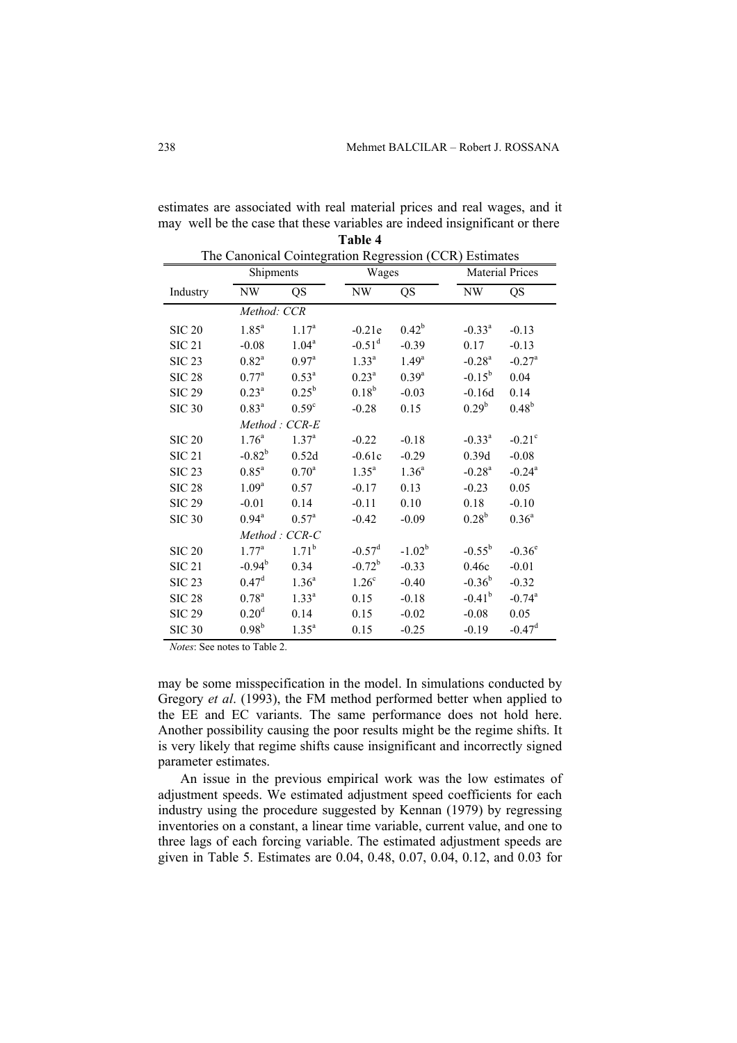estimates are associated with real material prices and real wages, and it may well be the case that these variables are indeed insignificant or there may be some misspecification in the model. In simulations conducted by Gregory *et al*. (1993), the FM method performed better when applied to the EE and EC variants. The same performance does not hold here. Another possibility causing the poor results might be the regime shifts. It is very likely that regime shifts cause insignificant and incorrectly signed parameter estimates.

**Table 4**

The Canonical Cointegration Regression (CCR) Estimates

| | Shipments | | Wages | | Material Prices | |
|---|---|---|---|---|---|---|
| Industry | NW | QS | NW | QS | NW | QS |
| | *Method: CCR* | | | | | |
| SIC 20 | 1.85[a] | 1.17[a] | -0.21e | 0.42[b] | -0.33[a] | -0.13 |
| SIC 21 | -0.08 | 1.04[a] | -0.51[d] | -0.39 | 0.17 | -0.13 |
| SIC 23 | 0.82[a] | 0.97[a] | 1.33[a] | 1.49[a] | -0.28[a] | -0.27[a] |
| SIC 28 | 0.77[a] | 0.53[a] | 0.23[a] | 0.39[a] | -0.15[b] | 0.04 |
| SIC 29 | 0.23[a] | 0.25[b] | 0.18[b] | -0.03 | -0.16d | 0.14 |
| SIC 30 | 0.83[a] | 0.59[c] | -0.28 | 0.15 | 0.29[b] | 0.48[b] |
| | *Method : CCR-E* | | | | | |
| SIC 20 | 1.76[a] | 1.37[a] | -0.22 | -0.18 | -0.33[a] | -0.21[c] |
| SIC 21 | -0.82[b] | 0.52d | -0.61c | -0.29 | 0.39d | -0.08 |
| SIC 23 | 0.85[a] | 0.70[a] | 1.35[a] | 1.36[a] | -0.28[a] | -0.24[a] |
| SIC 28 | 1.09[a] | 0.57 | -0.17 | 0.13 | -0.23 | 0.05 |
| SIC 29 | -0.01 | 0.14 | -0.11 | 0.10 | 0.18 | -0.10 |
| SIC 30 | 0.94[a] | 0.57[a] | -0.42 | -0.09 | 0.28[b] | 0.36[a] |
| | *Method : CCR-C* | | | | | |
| SIC 20 | 1.77[a] | 1.71[b] | -0.57[d] | -1.02[b] | -0.55[b] | -0.36[e] |
| SIC 21 | -0.94[b] | 0.34 | -0.72[b] | -0.33 | 0.46c | -0.01 |
| SIC 23 | 0.47[d] | 1.36[a] | 1.26[c] | -0.40 | -0.36[b] | -0.32 |
| SIC 28 | 0.78[a] | 1.33[a] | 0.15 | -0.18 | -0.41[b] | -0.74[a] |
| SIC 29 | 0.20[d] | 0.14 | 0.15 | -0.02 | -0.08 | 0.05 |
| SIC 30 | 0.98[b] | 1.35[a] | 0.15 | -0.25 | -0.19 | -0.47[d] |

*Notes*: See notes to Table 2.

An issue in the previous empirical work was the low estimates of adjustment speeds. We estimated adjustment speed coefficients for each industry using the procedure suggested by Kennan (1979) by regressing inventories on a constant, a linear time variable, current value, and one to three lags of each forcing variable. The estimated adjustment speeds are given in Table 5. Estimates are 0.04, 0.48, 0.07, 0.04, 0.12, and 0.03 for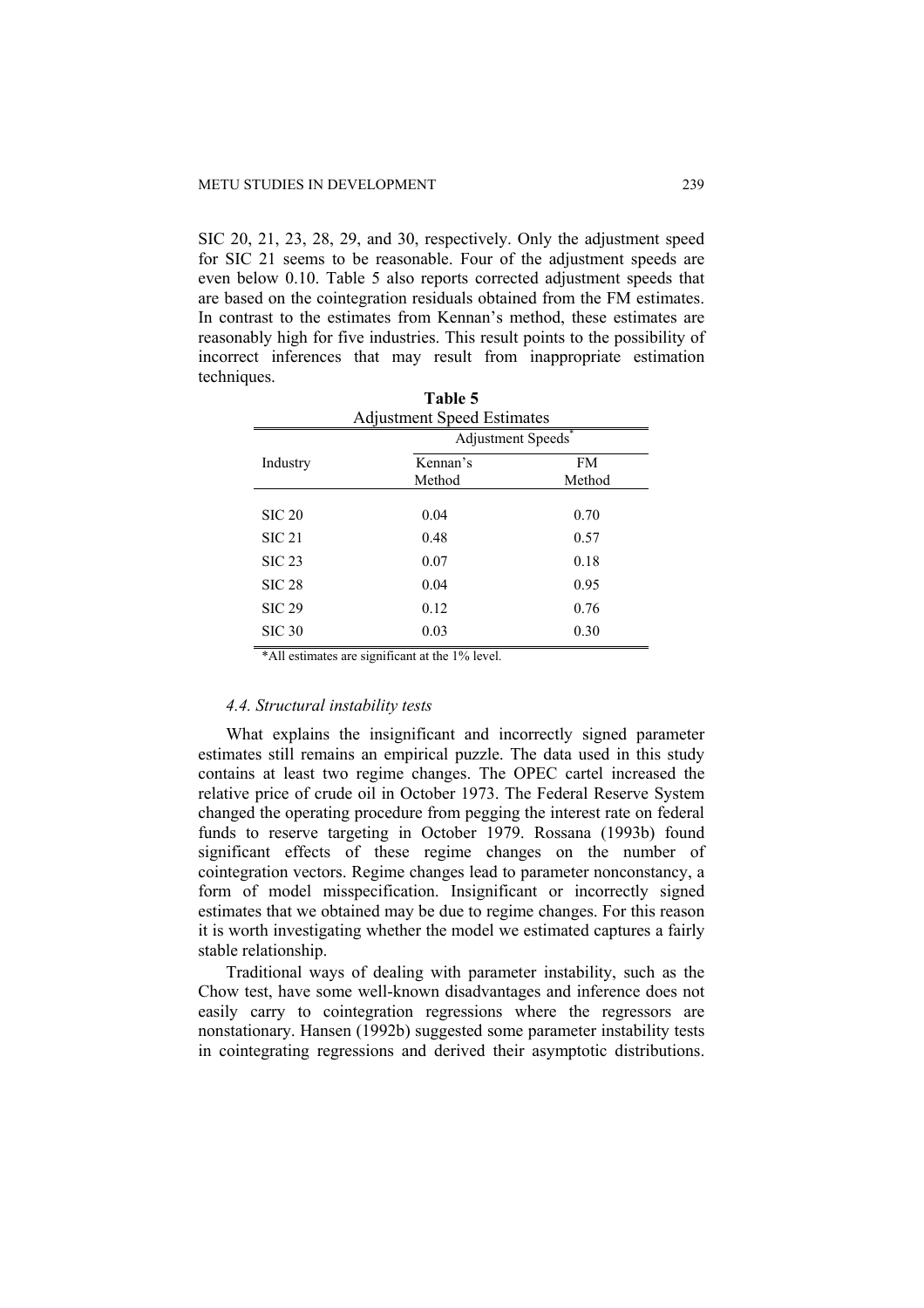SIC 20, 21, 23, 28, 29, and 30, respectively. Only the adjustment speed for SIC 21 seems to be reasonable. Four of the adjustment speeds are even below 0.10. Table 5 also reports corrected adjustment speeds that are based on the cointegration residuals obtained from the FM estimates. In contrast to the estimates from Kennan's method, these estimates are reasonably high for five industries. This result points to the possibility of incorrect inferences that may result from inappropriate estimation techniques.

**Table 5**
Adjustment Speed Estimates

| Industry | Adjustment Speeds* | |
|---|---|---|
| | Kennan's Method | FM Method |
| SIC 20 | 0.04 | 0.70 |
| SIC 21 | 0.48 | 0.57 |
| SIC 23 | 0.07 | 0.18 |
| SIC 28 | 0.04 | 0.95 |
| SIC 29 | 0.12 | 0.76 |
| SIC 30 | 0.03 | 0.30 |

*All estimates are significant at the 1% level.

### *4.4. Structural instability tests*

What explains the insignificant and incorrectly signed parameter estimates still remains an empirical puzzle. The data used in this study contains at least two regime changes. The OPEC cartel increased the relative price of crude oil in October 1973. The Federal Reserve System changed the operating procedure from pegging the interest rate on federal funds to reserve targeting in October 1979. Rossana (1993b) found significant effects of these regime changes on the number of cointegration vectors. Regime changes lead to parameter nonconstancy, a form of model misspecification. Insignificant or incorrectly signed estimates that we obtained may be due to regime changes. For this reason it is worth investigating whether the model we estimated captures a fairly stable relationship.

Traditional ways of dealing with parameter instability, such as the Chow test, have some well-known disadvantages and inference does not easily carry to cointegration regressions where the regressors are nonstationary. Hansen (1992b) suggested some parameter instability tests in cointegrating regressions and derived their asymptotic distributions.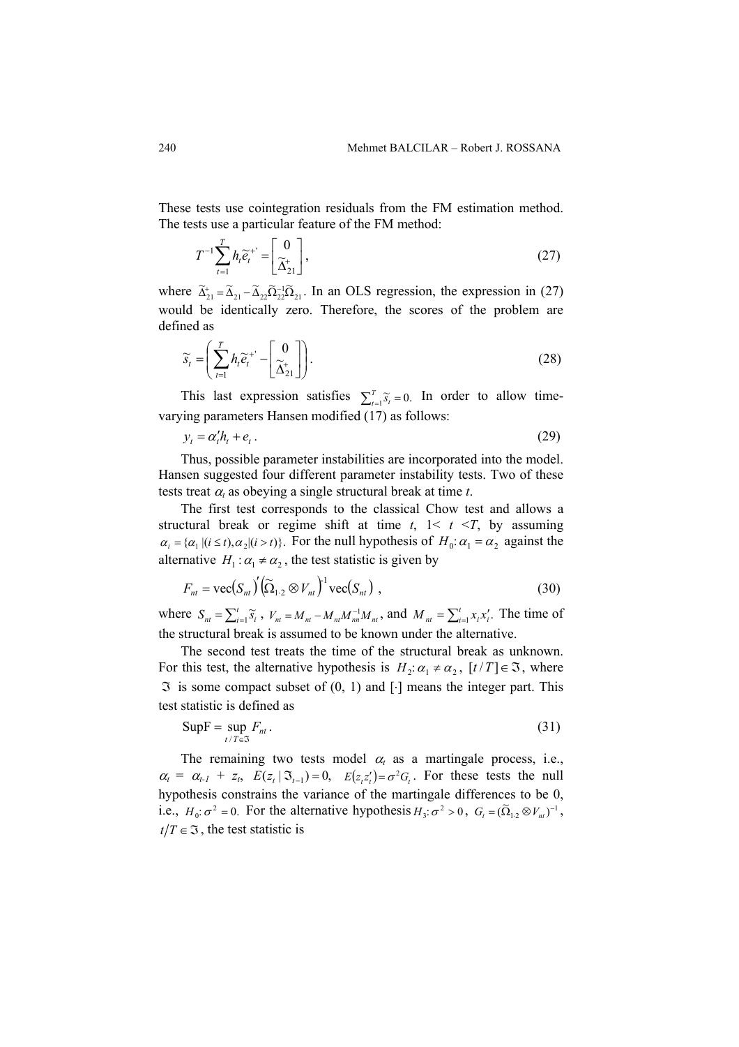These tests use cointegration residuals from the FM estimation method. The tests use a particular feature of the FM method:

$$T^{-1}\sum_{t=1}^{T} h_t \tilde{e}_t^{+'} = \begin{bmatrix} 0 \\ \tilde{\Delta}_{21}^{+} \end{bmatrix}, \tag{27}$$

where $\tilde{\Delta}_{21}^{+} = \tilde{\Delta}_{21} - \tilde{\Delta}_{22}\tilde{\Omega}_{22}^{-1}\tilde{\Omega}_{21}$. In an OLS regression, the expression in (27) would be identically zero. Therefore, the scores of the problem are defined as

$$\tilde{s}_t = \left( \sum_{t=1}^{T} h_t \tilde{e}_t^{+'} - \begin{bmatrix} 0 \\ \tilde{\Delta}_{21}^{+} \end{bmatrix} \right). \tag{28}$$

This last expression satisfies $\sum_{t=1}^{T} \tilde{s}_t = 0.$ In order to allow time-varying parameters Hansen modified (17) as follows:

$$y_t = \alpha_t' h_t + e_t \,. \tag{29}$$

Thus, possible parameter instabilities are incorporated into the model. Hansen suggested four different parameter instability tests. Two of these tests treat $\alpha_t$ as obeying a single structural break at time *t*.

The first test corresponds to the classical Chow test and allows a structural break or regime shift at time *t*, 1< *t* <*T*, by assuming $\alpha_i = \{\alpha_1 \,|(i \le t), \alpha_2 |(i > t)\}$. For the null hypothesis of $H_0\!: \alpha_1 = \alpha_2$ against the alternative $H_1 : \alpha_1 \neq \alpha_2$, the test statistic is given by

$$F_{nt} = \text{vec}\left(S_{nt}\right)' \left(\tilde{\Omega}_{1\cdot 2} \otimes V_{nt}\right)^{-1} \text{vec}\left(S_{nt}\right) \,, \tag{30}$$

where $S_{nt} = \sum_{i=1}^{t} \tilde{s}_i$, $V_{nt} = M_{nt} - M_{nt}M_{nn}^{-1}M_{nt}$, and $M_{nt} = \sum_{i=1}^{t} x_i x_i'$. The time of the structural break is assumed to be known under the alternative.

The second test treats the time of the structural break as unknown. For this test, the alternative hypothesis is $H_2\!: \alpha_1 \neq \alpha_2$, $[t/T] \in \Im$, where $\Im$ is some compact subset of (0, 1) and $[\cdot]$ means the integer part. This test statistic is defined as

$$\text{SupF} = \sup_{t/T \in \Im} F_{nt} \,. \tag{31}$$

The remaining two tests model $\alpha_t$ as a martingale process, i.e., $\alpha_t = \alpha_{t-1} + z_t$, $E(z_t \,|\, \Im_{t-1}) = 0,$ $E\left(z_t z_t'\right) = \sigma^2 G_t$. For these tests the null hypothesis constrains the variance of the martingale differences to be 0, i.e., $H_0\!: \sigma^2 = 0.$ For the alternative hypothesis $H_3\!: \sigma^2 > 0$, $G_t = (\tilde{\Omega}_{1\cdot 2} \otimes V_{nt})^{-1}$, $t/T \in \Im$, the test statistic is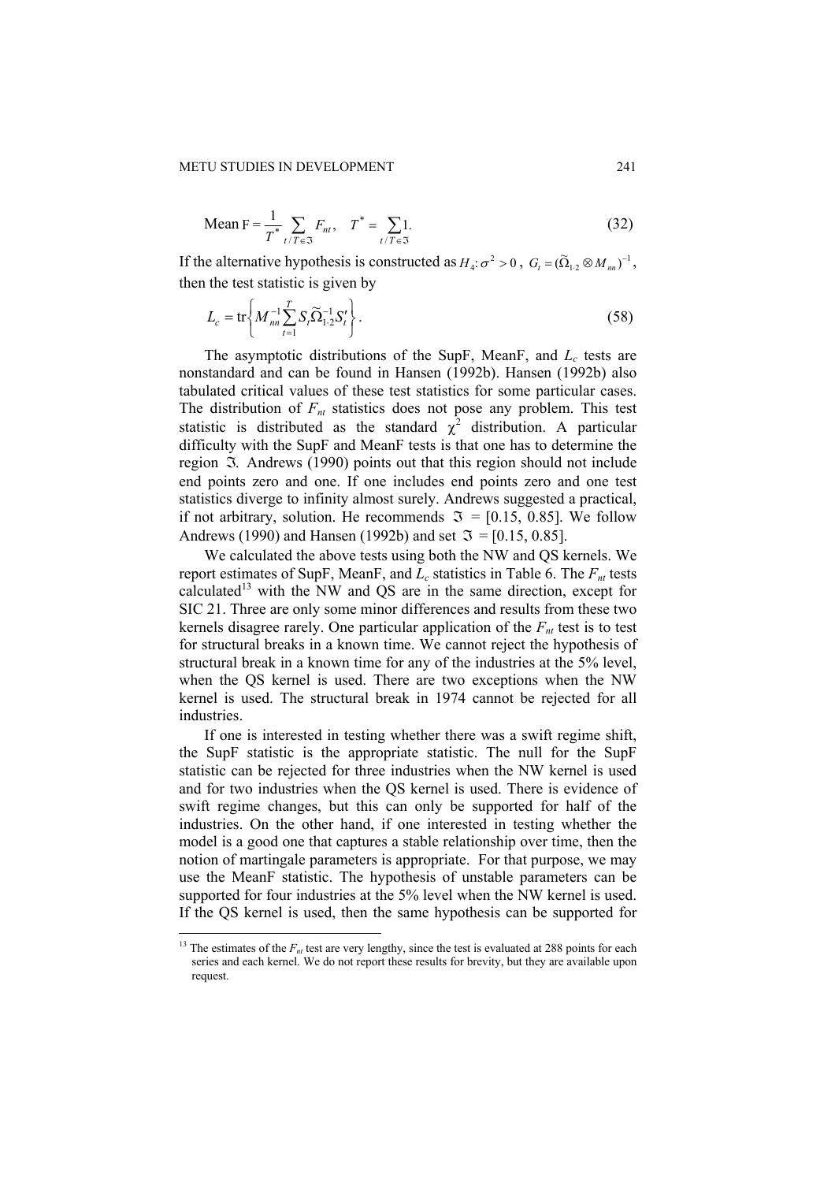$$\text{Mean F} = \frac{1}{T^*} \sum_{t/T \in \Im} F_{nt}, \quad T^* = \sum_{t/T \in \Im} 1. \tag{32}$$

If the alternative hypothesis is constructed as $H_4: \sigma^2 > 0$, $G_t = (\widetilde{\Omega}_{1\cdot 2} \otimes M_{nn})^{-1}$, then the test statistic is given by

$$L_c = \text{tr}\left\{ M_{nn}^{-1} \sum_{t=1}^{T} S_t \widetilde{\Omega}_{1\cdot 2}^{-1} S_t' \right\}. \tag{58}$$

The asymptotic distributions of the SupF, MeanF, and $L_c$ tests are nonstandard and can be found in Hansen (1992b). Hansen (1992b) also tabulated critical values of these test statistics for some particular cases. The distribution of $F_{nt}$ statistics does not pose any problem. This test statistic is distributed as the standard $\chi^2$ distribution. A particular difficulty with the SupF and MeanF tests is that one has to determine the region $\Im$. Andrews (1990) points out that this region should not include end points zero and one. If one includes end points zero and one test statistics diverge to infinity almost surely. Andrews suggested a practical, if not arbitrary, solution. He recommends $\Im$ = [0.15, 0.85]. We follow Andrews (1990) and Hansen (1992b) and set $\Im$ = [0.15, 0.85].

We calculated the above tests using both the NW and QS kernels. We report estimates of SupF, MeanF, and $L_c$ statistics in Table 6. The $F_{nt}$ tests calculated[13] with the NW and QS are in the same direction, except for SIC 21. Three are only some minor differences and results from these two kernels disagree rarely. One particular application of the $F_{nt}$ test is to test for structural breaks in a known time. We cannot reject the hypothesis of structural break in a known time for any of the industries at the 5% level, when the QS kernel is used. There are two exceptions when the NW kernel is used. The structural break in 1974 cannot be rejected for all industries.

If one is interested in testing whether there was a swift regime shift, the SupF statistic is the appropriate statistic. The null for the SupF statistic can be rejected for three industries when the NW kernel is used and for two industries when the QS kernel is used. There is evidence of swift regime changes, but this can only be supported for half of the industries. On the other hand, if one interested in testing whether the model is a good one that captures a stable relationship over time, then the notion of martingale parameters is appropriate. For that purpose, we may use the MeanF statistic. The hypothesis of unstable parameters can be supported for four industries at the 5% level when the NW kernel is used. If the QS kernel is used, then the same hypothesis can be supported for

---

[13] The estimates of the $F_{nt}$ test are very lengthy, since the test is evaluated at 288 points for each series and each kernel. We do not report these results for brevity, but they are available upon request.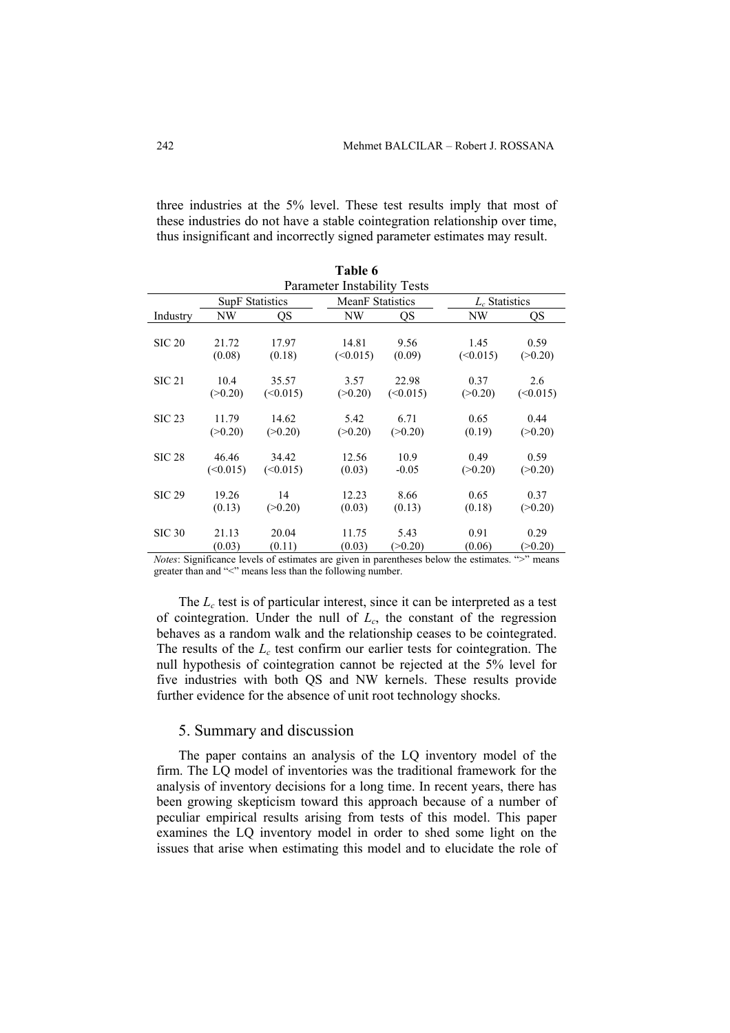three industries at the 5% level. These test results imply that most of these industries do not have a stable cointegration relationship over time, thus insignificant and incorrectly signed parameter estimates may result.

**Table 6**
Parameter Instability Tests

| | SupF Statistics | | MeanF Statistics | | $L_c$ Statistics | |
|---|---|---|---|---|---|---|
| Industry | NW | QS | NW | QS | NW | QS |
| SIC 20 | 21.72 | 17.97 | 14.81 | 9.56 | 1.45 | 0.59 |
| | (0.08) | (0.18) | (<0.015) | (0.09) | (<0.015) | (>0.20) |
| SIC 21 | 10.4 | 35.57 | 3.57 | 22.98 | 0.37 | 2.6 |
| | (>0.20) | (<0.015) | (>0.20) | (<0.015) | (>0.20) | (<0.015) |
| SIC 23 | 11.79 | 14.62 | 5.42 | 6.71 | 0.65 | 0.44 |
| | (>0.20) | (>0.20) | (>0.20) | (>0.20) | (0.19) | (>0.20) |
| SIC 28 | 46.46 | 34.42 | 12.56 | 10.9 | 0.49 | 0.59 |
| | (<0.015) | (<0.015) | (0.03) | -0.05 | (>0.20) | (>0.20) |
| SIC 29 | 19.26 | 14 | 12.23 | 8.66 | 0.65 | 0.37 |
| | (0.13) | (>0.20) | (0.03) | (0.13) | (0.18) | (>0.20) |
| SIC 30 | 21.13 | 20.04 | 11.75 | 5.43 | 0.91 | 0.29 |
| | (0.03) | (0.11) | (0.03) | (>0.20) | (0.06) | (>0.20) |

*Notes*: Significance levels of estimates are given in parentheses below the estimates. ">" means greater than and "<" means less than the following number.

The $L_c$ test is of particular interest, since it can be interpreted as a test of cointegration. Under the null of $L_c$, the constant of the regression behaves as a random walk and the relationship ceases to be cointegrated. The results of the $L_c$ test confirm our earlier tests for cointegration. The null hypothesis of cointegration cannot be rejected at the 5% level for five industries with both QS and NW kernels. These results provide further evidence for the absence of unit root technology shocks.

## 5. Summary and discussion

The paper contains an analysis of the LQ inventory model of the firm. The LQ model of inventories was the traditional framework for the analysis of inventory decisions for a long time. In recent years, there has been growing skepticism toward this approach because of a number of peculiar empirical results arising from tests of this model. This paper examines the LQ inventory model in order to shed some light on the issues that arise when estimating this model and to elucidate the role of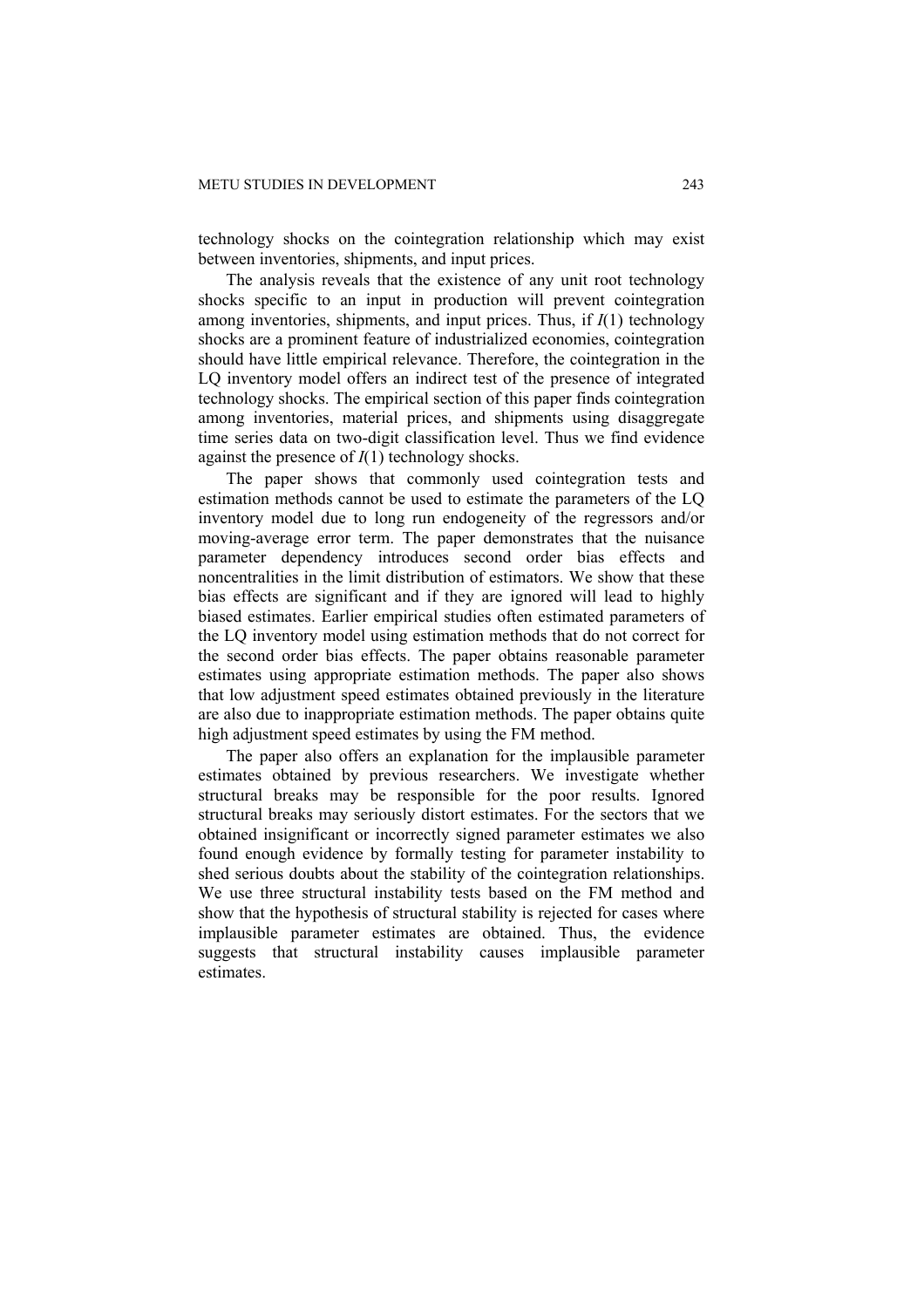technology shocks on the cointegration relationship which may exist between inventories, shipments, and input prices.

The analysis reveals that the existence of any unit root technology shocks specific to an input in production will prevent cointegration among inventories, shipments, and input prices. Thus, if $I(1)$ technology shocks are a prominent feature of industrialized economies, cointegration should have little empirical relevance. Therefore, the cointegration in the LQ inventory model offers an indirect test of the presence of integrated technology shocks. The empirical section of this paper finds cointegration among inventories, material prices, and shipments using disaggregate time series data on two-digit classification level. Thus we find evidence against the presence of $I(1)$ technology shocks.

The paper shows that commonly used cointegration tests and estimation methods cannot be used to estimate the parameters of the LQ inventory model due to long run endogeneity of the regressors and/or moving-average error term. The paper demonstrates that the nuisance parameter dependency introduces second order bias effects and noncentralities in the limit distribution of estimators. We show that these bias effects are significant and if they are ignored will lead to highly biased estimates. Earlier empirical studies often estimated parameters of the LQ inventory model using estimation methods that do not correct for the second order bias effects. The paper obtains reasonable parameter estimates using appropriate estimation methods. The paper also shows that low adjustment speed estimates obtained previously in the literature are also due to inappropriate estimation methods. The paper obtains quite high adjustment speed estimates by using the FM method.

The paper also offers an explanation for the implausible parameter estimates obtained by previous researchers. We investigate whether structural breaks may be responsible for the poor results. Ignored structural breaks may seriously distort estimates. For the sectors that we obtained insignificant or incorrectly signed parameter estimates we also found enough evidence by formally testing for parameter instability to shed serious doubts about the stability of the cointegration relationships. We use three structural instability tests based on the FM method and show that the hypothesis of structural stability is rejected for cases where implausible parameter estimates are obtained. Thus, the evidence suggests that structural instability causes implausible parameter estimates.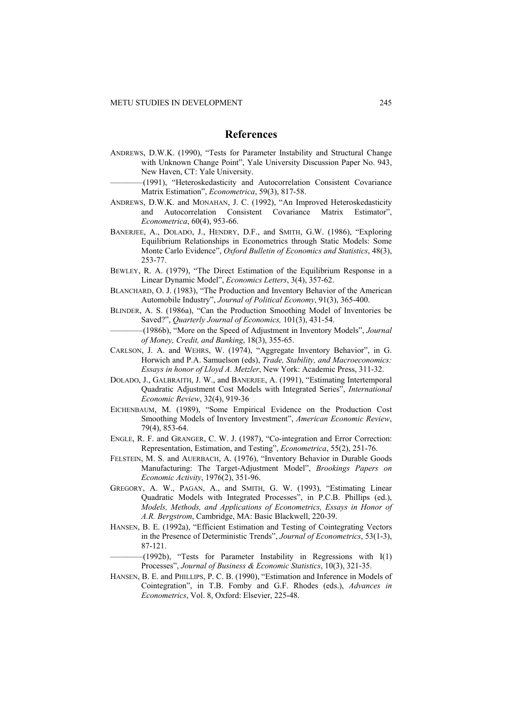# References

ANDREWS, D.W.K. (1990), "Tests for Parameter Instability and Structural Change with Unknown Change Point", Yale University Discussion Paper No. 943, New Haven, CT: Yale University.

————(1991), "Heteroskedasticity and Autocorrelation Consistent Covariance Matrix Estimation", *Econometrica*, 59(3), 817-58.

ANDREWS, D.W.K. and MONAHAN, J. C. (1992), "An Improved Heteroskedasticity and Autocorrelation Consistent Covariance Matrix Estimator", *Econometrica*, 60(4), 953-66.

BANERJEE, A., DOLADO, J., HENDRY, D.F., and SMITH, G.W. (1986), "Exploring Equilibrium Relationships in Econometrics through Static Models: Some Monte Carlo Evidence", *Oxford Bulletin of Economics and Statistics*, 48(3), 253-77.

BEWLEY, R. A. (1979), "The Direct Estimation of the Equilibrium Response in a Linear Dynamic Model", *Economics Letters*, 3(4), 357-62.

BLANCHARD, O. J. (1983), "The Production and Inventory Behavior of the American Automobile Industry", *Journal of Political Economy*, 91(3), 365-400.

BLINDER, A. S. (1986a), "Can the Production Smoothing Model of Inventories be Saved?", *Quarterly Journal of Economics,* 101(3), 431-54.

————(1986b), "More on the Speed of Adjustment in Inventory Models", *Journal of Money, Credit, and Banking*, 18(3), 355-65.

CARLSON, J. A. and WEHRS, W. (1974), "Aggregate Inventory Behavior", in G. Horwich and P.A. Samuelson (eds), *Trade, Stability, and Macroeconomics: Essays in honor of Lloyd A. Metzler*, New York: Academic Press, 311-32.

DOLADO, J., GALBRAITH, J. W., and BANERJEE, A. (1991), "Estimating Intertemporal Quadratic Adjustment Cost Models with Integrated Series", *International Economic Review*, 32(4), 919-36

EICHENBAUM, M. (1989), "Some Empirical Evidence on the Production Cost Smoothing Models of Inventory Investment", *American Economic Review*, 79(4), 853-64.

ENGLE, R. F. and GRANGER, C. W. J. (1987), "Co-integration and Error Correction: Representation, Estimation, and Testing", *Econometrica*, 55(2), 251-76.

FELSTEIN, M. S. and AUERBACH, A. (1976), "Inventory Behavior in Durable Goods Manufacturing: The Target-Adjustment Model", *Brookings Papers on Economic Activity*, 1976(2), 351-96.

GREGORY, A. W., PAGAN, A., and SMITH, G. W. (1993), "Estimating Linear Quadratic Models with Integrated Processes", in P.C.B. Phillips (ed.), *Models, Methods, and Applications of Econometrics, Essays in Honor of A.R. Bergstrom*, Cambridge, MA: Basic Blackwell, 220-39.

HANSEN, B. E. (1992a), "Efficient Estimation and Testing of Cointegrating Vectors in the Presence of Deterministic Trends", *Journal of Econometrics*, 53(1-3), 87-121.

————(1992b), "Tests for Parameter Instability in Regressions with I(1) Processes", *Journal of Business & Economic Statistics*, 10(3), 321-35.

HANSEN, B. E. and PHILLIPS, P. C. B. (1990), "Estimation and Inference in Models of Cointegration", in T.B. Fomby and G.F. Rhodes (eds.), *Advances in Econometrics*, Vol. 8, Oxford: Elsevier, 225-48.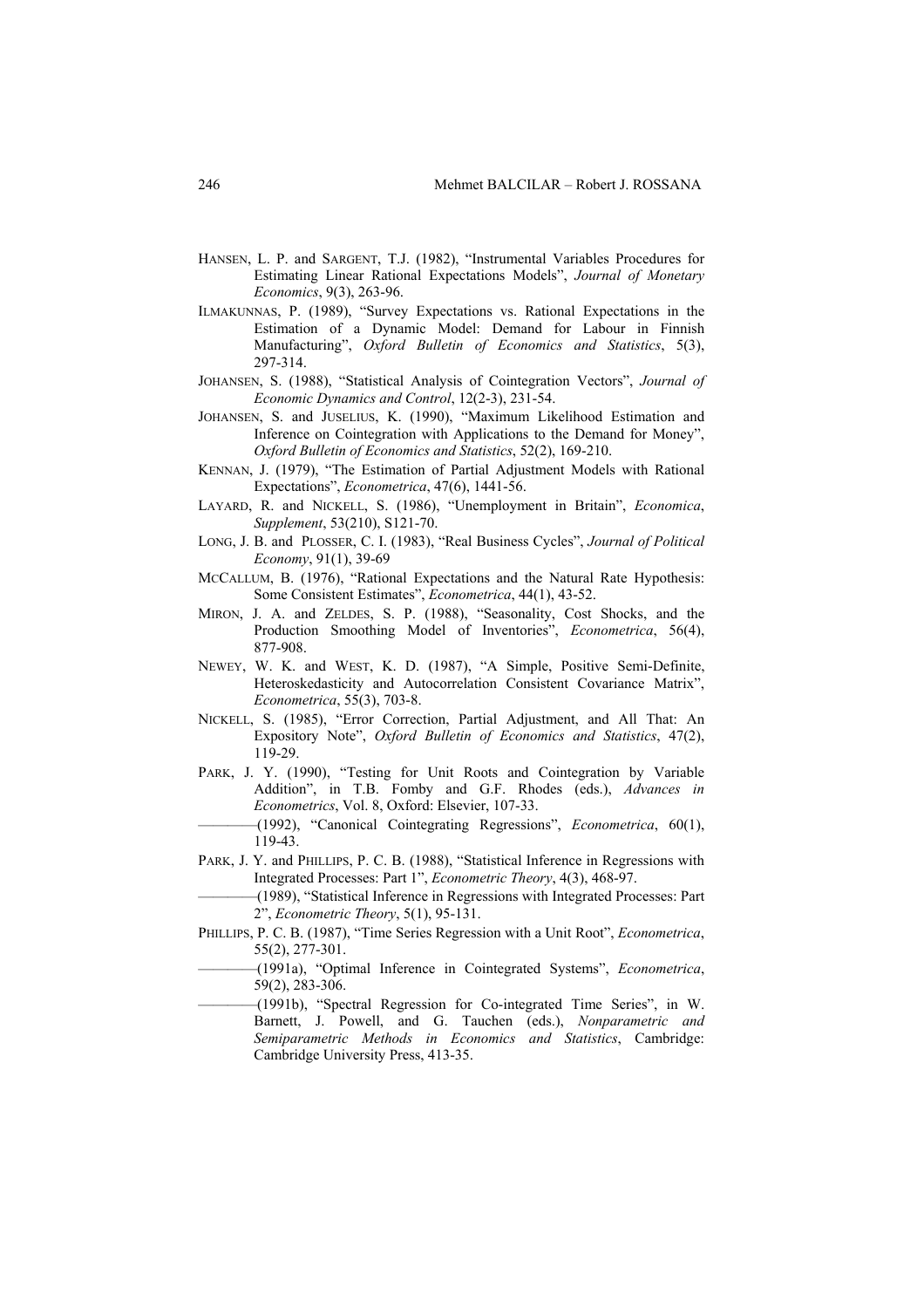HANSEN, L. P. and SARGENT, T.J. (1982), "Instrumental Variables Procedures for Estimating Linear Rational Expectations Models", *Journal of Monetary Economics*, 9(3), 263-96.

ILMAKUNNAS, P. (1989), "Survey Expectations vs. Rational Expectations in the Estimation of a Dynamic Model: Demand for Labour in Finnish Manufacturing", *Oxford Bulletin of Economics and Statistics*, 5(3), 297-314.

JOHANSEN, S. (1988), "Statistical Analysis of Cointegration Vectors", *Journal of Economic Dynamics and Control*, 12(2-3), 231-54.

JOHANSEN, S. and JUSELIUS, K. (1990), "Maximum Likelihood Estimation and Inference on Cointegration with Applications to the Demand for Money", *Oxford Bulletin of Economics and Statistics*, 52(2), 169-210.

KENNAN, J. (1979), "The Estimation of Partial Adjustment Models with Rational Expectations", *Econometrica*, 47(6), 1441-56.

LAYARD, R. and NICKELL, S. (1986), "Unemployment in Britain", *Economica*, *Supplement*, 53(210), S121-70.

LONG, J. B. and PLOSSER, C. I. (1983), "Real Business Cycles", *Journal of Political Economy*, 91(1), 39-69

MCCALLUM, B. (1976), "Rational Expectations and the Natural Rate Hypothesis: Some Consistent Estimates", *Econometrica*, 44(1), 43-52.

MIRON, J. A. and ZELDES, S. P. (1988), "Seasonality, Cost Shocks, and the Production Smoothing Model of Inventories", *Econometrica*, 56(4), 877-908.

NEWEY, W. K. and WEST, K. D. (1987), "A Simple, Positive Semi-Definite, Heteroskedasticity and Autocorrelation Consistent Covariance Matrix", *Econometrica*, 55(3), 703-8.

NICKELL, S. (1985), "Error Correction, Partial Adjustment, and All That: An Expository Note", *Oxford Bulletin of Economics and Statistics*, 47(2), 119-29.

PARK, J. Y. (1990), "Testing for Unit Roots and Cointegration by Variable Addition", in T.B. Fomby and G.F. Rhodes (eds.), *Advances in Econometrics*, Vol. 8, Oxford: Elsevier, 107-33.

————(1992), "Canonical Cointegrating Regressions", *Econometrica*, 60(1), 119-43.

PARK, J. Y. and PHILLIPS, P. C. B. (1988), "Statistical Inference in Regressions with Integrated Processes: Part 1", *Econometric Theory*, 4(3), 468-97.

————(1989), "Statistical Inference in Regressions with Integrated Processes: Part 2", *Econometric Theory*, 5(1), 95-131.

PHILLIPS, P. C. B. (1987), "Time Series Regression with a Unit Root", *Econometrica*, 55(2), 277-301.

————(1991a), "Optimal Inference in Cointegrated Systems", *Econometrica*, 59(2), 283-306.

————(1991b), "Spectral Regression for Co-integrated Time Series", in W. Barnett, J. Powell, and G. Tauchen (eds.), *Nonparametric and Semiparametric Methods in Economics and Statistics*, Cambridge: Cambridge University Press, 413-35.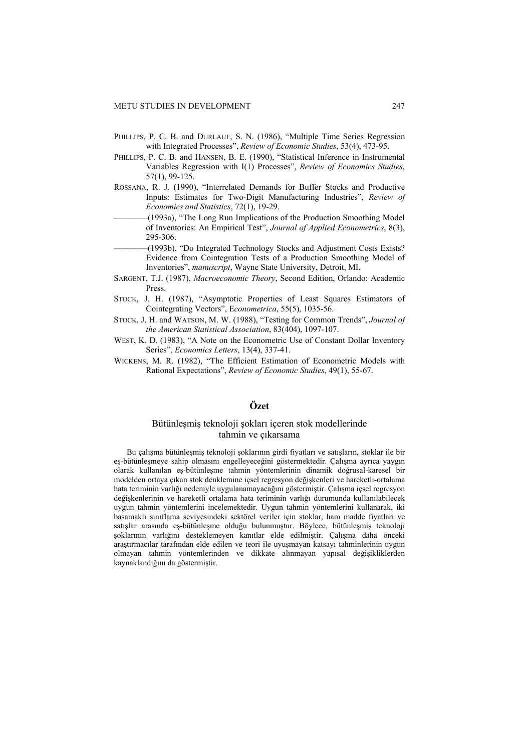PHILLIPS, P. C. B. and DURLAUF, S. N. (1986), "Multiple Time Series Regression with Integrated Processes", *Review of Economic Studies*, 53(4), 473-95.

PHILLIPS, P. C. B. and HANSEN, B. E. (1990), "Statistical Inference in Instrumental Variables Regression with I(1) Processes", *Review of Economics Studies*, 57(1), 99-125.

ROSSANA, R. J. (1990), "Interrelated Demands for Buffer Stocks and Productive Inputs: Estimates for Two-Digit Manufacturing Industries", *Review of Economics and Statistics*, 72(1), 19-29.

————(1993a), "The Long Run Implications of the Production Smoothing Model of Inventories: An Empirical Test", *Journal of Applied Econometrics*, 8(3), 295-306.

————(1993b), "Do Integrated Technology Stocks and Adjustment Costs Exists? Evidence from Cointegration Tests of a Production Smoothing Model of Inventories", *manuscript*, Wayne State University, Detroit, MI.

SARGENT, T.J. (1987), *Macroeconomic Theory*, Second Edition, Orlando: Academic Press.

STOCK, J. H. (1987), "Asymptotic Properties of Least Squares Estimators of Cointegrating Vectors", E*conometrica*, 55(5), 1035-56.

STOCK, J. H. and WATSON, M. W. (1988), "Testing for Common Trends", *Journal of the American Statistical Association*, 83(404), 1097-107.

WEST, K. D. (1983), "A Note on the Econometric Use of Constant Dollar Inventory Series", *Economics Letters*, 13(4), 337-41.

WICKENS, M. R. (1982), "The Efficient Estimation of Econometric Models with Rational Expectations", *Review of Economic Studies*, 49(1), 55-67.

## Özet

### Bütünleşmiş teknoloji şokları içeren stok modellerinde tahmin ve çıkarsama

Bu çalışma bütünleşmiş teknoloji şoklarının girdi fiyatları ve satışların, stoklar ile bir eş-bütünleşmeye sahip olmasını engelleyeceğini göstermektedir. Çalışma ayrıca yaygın olarak kullanılan eş-bütünleşme tahmin yöntemlerinin dinamik doğrusal-karesel bir modelden ortaya çıkan stok denklemine içsel regresyon değişkenleri ve hareketli-ortalama hata teriminin varlığı nedeniyle uygulanamayacağını göstermiştir. Çalışma içsel regresyon değişkenlerinin ve hareketli ortalama hata teriminin varlığı durumunda kullanılabilecek uygun tahmin yöntemlerini incelemektedir. Uygun tahmin yöntemlerini kullanarak, iki basamaklı sınıflama seviyesindeki sektörel veriler için stoklar, ham madde fiyatları ve satışlar arasında eş-bütünleşme olduğu bulunmuştur. Böylece, bütünleşmiş teknoloji şoklarının varlığını desteklemeyen kanıtlar elde edilmiştir. Çalışma daha önceki araştırmacılar tarafından elde edilen ve teori ile uyuşmayan katsayı tahminlerinin uygun olmayan tahmin yöntemlerinden ve dikkate alınmayan yapısal değişikliklerden kaynaklandığını da göstermiştir.